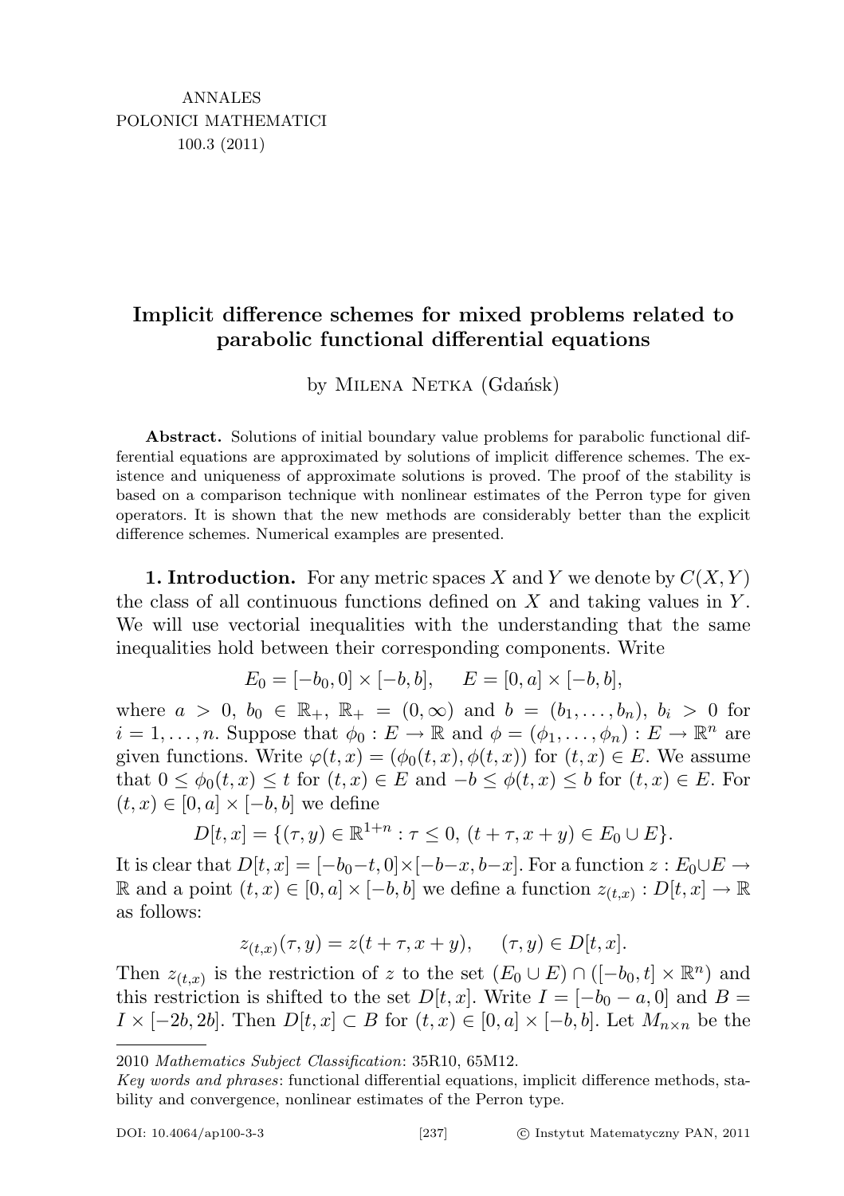# Implicit difference schemes for mixed problems related to parabolic functional differential equations

by Milena Netka (Gdańsk)

**Abstract.** Solutions of initial boundary value problems for parabolic functional differential equations are approximated by solutions of implicit difference schemes. The existence and uniqueness of approximate solutions is proved. The proof of the stability is based on a comparison technique with nonlinear estimates of the Perron type for given operators. It is shown that the new methods are considerably better than the explicit difference schemes. Numerical examples are presented.

**1. Introduction.** For any metric spaces $X$ and $Y$ we denote by $C(X, Y)$ the class of all continuous functions defined on $X$ and taking values in $Y$. We will use vectorial inequalities with the understanding that the same inequalities hold between their corresponding components. Write

$$E_0 = [-b_0, 0] \times [-b, b], \qquad E = [0, a] \times [-b, b],$$

where $a > 0$, $b_0 \in \mathbb{R}_+$, $\mathbb{R}_+ = (0, \infty)$ and $b = (b_1, \ldots, b_n)$, $b_i > 0$ for $i = 1, \ldots, n$. Suppose that $\phi_0 : E \to \mathbb{R}$ and $\phi = (\phi_1, \ldots, \phi_n) : E \to \mathbb{R}^n$ are given functions. Write $\varphi(t, x) = (\phi_0(t, x), \phi(t, x))$ for $(t, x) \in E$. We assume that $0 \leq \phi_0(t, x) \leq t$ for $(t, x) \in E$ and $-b \leq \phi(t, x) \leq b$ for $(t, x) \in E$. For $(t, x) \in [0, a] \times [-b, b]$ we define

$$D[t, x] = \{(\tau, y) \in \mathbb{R}^{1+n} : \tau \leq 0,\ (t + \tau, x + y) \in E_0 \cup E\}.$$

It is clear that $D[t, x] = [-b_0 - t, 0] \times [-b - x, b - x]$. For a function $z : E_0 \cup E \to \mathbb{R}$ and a point $(t, x) \in [0, a] \times [-b, b]$ we define a function $z_{(t,x)} : D[t, x] \to \mathbb{R}$ as follows:

$$z_{(t,x)}(\tau, y) = z(t + \tau, x + y), \qquad (\tau, y) \in D[t, x].$$

Then $z_{(t,x)}$ is the restriction of $z$ to the set $(E_0 \cup E) \cap ([-b_0, t] \times \mathbb{R}^n)$ and this restriction is shifted to the set $D[t, x]$. Write $I = [-b_0 - a, 0]$ and $B = I \times [-2b, 2b]$. Then $D[t, x] \subset B$ for $(t, x) \in [0, a] \times [-b, b]$. Let $M_{n \times n}$ be the

2010 *Mathematics Subject Classification*: 35R10, 65M12.

*Key words and phrases*: functional differential equations, implicit difference methods, stability and convergence, nonlinear estimates of the Perron type.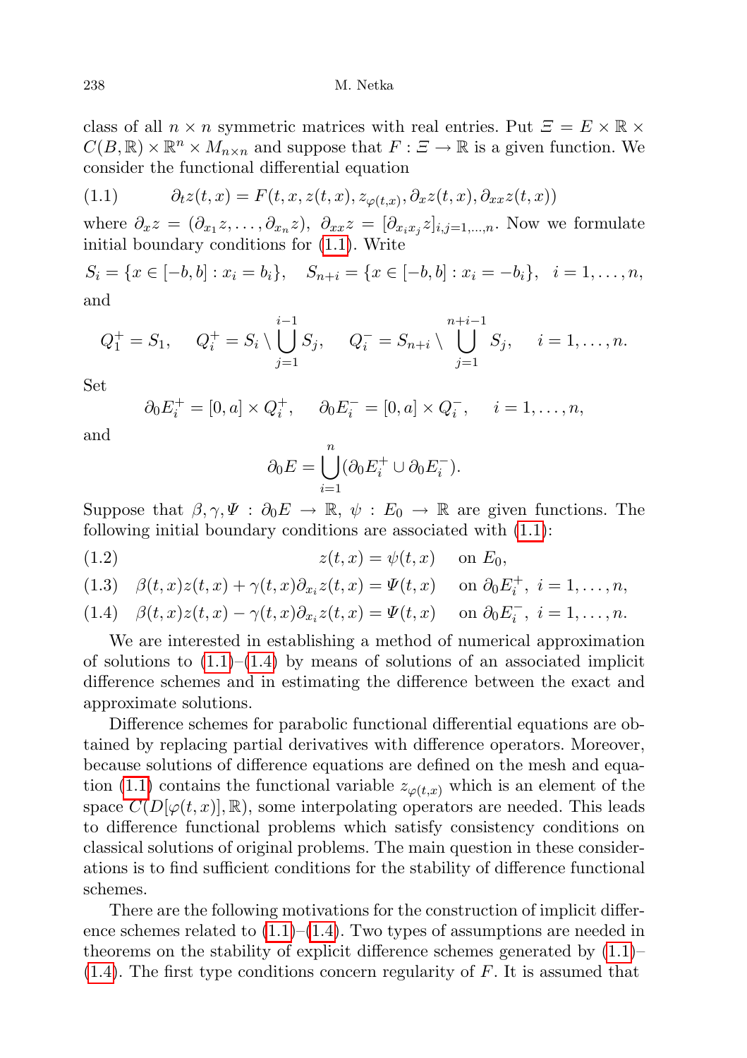class of all $n \times n$ symmetric matrices with real entries. Put $\Xi = E \times \mathbb{R} \times C(B,\mathbb{R}) \times \mathbb{R}^n \times M_{n\times n}$ and suppose that $F : \Xi \to \mathbb{R}$ is a given function. We consider the functional differential equation

$$\partial_t z(t,x) = F(t,x,z(t,x),z_{\varphi(t,x)},\partial_x z(t,x),\partial_{xx} z(t,x)) \tag{1.1}$$

where $\partial_x z = (\partial_{x_1} z,\dots,\partial_{x_n} z)$, $\partial_{xx} z = [\partial_{x_i x_j} z]_{i,j=1,\dots,n}$. Now we formulate initial boundary conditions for (1.1). Write

$$S_i = \{x \in [-b,b] : x_i = b_i\}, \quad S_{n+i} = \{x \in [-b,b] : x_i = -b_i\}, \quad i = 1,\dots,n,$$

and

$$Q_1^+ = S_1, \quad Q_i^+ = S_i \setminus \bigcup_{j=1}^{i-1} S_j, \quad Q_i^- = S_{n+i} \setminus \bigcup_{j=1}^{n+i-1} S_j, \quad i = 1,\dots,n.$$

Set

$$\partial_0 E_i^+ = [0,a] \times Q_i^+, \quad \partial_0 E_i^- = [0,a] \times Q_i^-, \quad i = 1,\dots,n,$$

and

$$\partial_0 E = \bigcup_{i=1}^{n} (\partial_0 E_i^+ \cup \partial_0 E_i^-).$$

Suppose that $\beta,\gamma,\Psi : \partial_0 E \to \mathbb{R}$, $\psi : E_0 \to \mathbb{R}$ are given functions. The following initial boundary conditions are associated with (1.1):

$$z(t,x) = \psi(t,x) \quad \text{on } E_0, \tag{1.2}$$

$$\beta(t,x)z(t,x) + \gamma(t,x)\partial_{x_i} z(t,x) = \Psi(t,x) \quad \text{on } \partial_0 E_i^+,\ i = 1,\dots,n, \tag{1.3}$$

$$\beta(t,x)z(t,x) - \gamma(t,x)\partial_{x_i} z(t,x) = \Psi(t,x) \quad \text{on } \partial_0 E_i^-,\ i = 1,\dots,n. \tag{1.4}$$

We are interested in establishing a method of numerical approximation of solutions to (1.1)–(1.4) by means of solutions of an associated implicit difference schemes and in estimating the difference between the exact and approximate solutions.

Difference schemes for parabolic functional differential equations are obtained by replacing partial derivatives with difference operators. Moreover, because solutions of difference equations are defined on the mesh and equation (1.1) contains the functional variable $z_{\varphi(t,x)}$ which is an element of the space $C(D[\varphi(t,x)],\mathbb{R})$, some interpolating operators are needed. This leads to difference functional problems which satisfy consistency conditions on classical solutions of original problems. The main question in these considerations is to find sufficient conditions for the stability of difference functional schemes.

There are the following motivations for the construction of implicit difference schemes related to (1.1)–(1.4). Two types of assumptions are needed in theorems on the stability of explicit difference schemes generated by (1.1)–(1.4). The first type conditions concern regularity of $F$. It is assumed that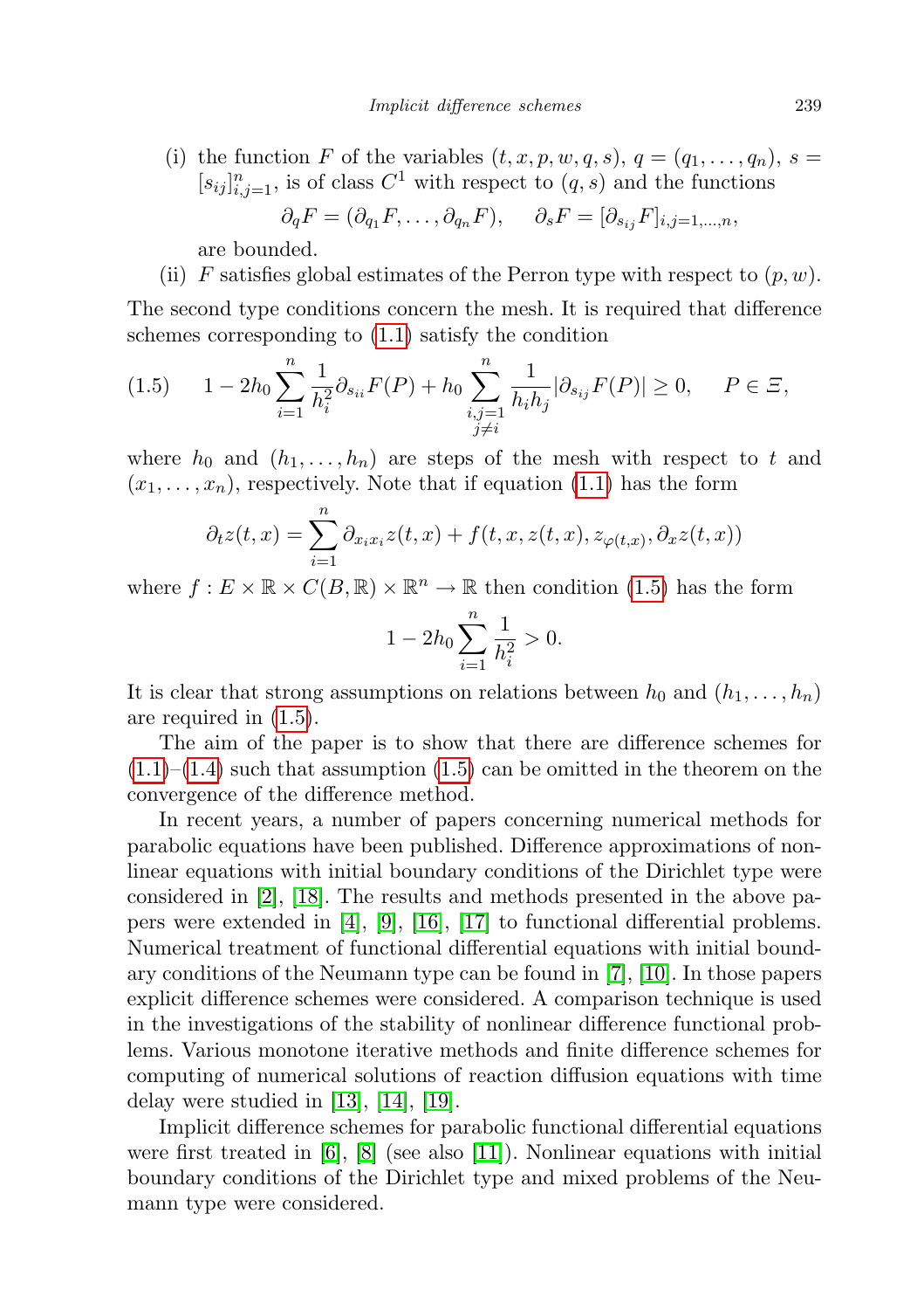(i) the function $F$ of the variables $(t, x, p, w, q, s)$, $q = (q_1, \ldots, q_n)$, $s = [s_{ij}]_{i,j=1}^n$, is of class $C^1$ with respect to $(q, s)$ and the functions

$$\partial_q F = (\partial_{q_1} F, \ldots, \partial_{q_n} F), \qquad \partial_s F = [\partial_{s_{ij}} F]_{i,j=1,\ldots,n},$$

are bounded.

(ii) $F$ satisfies global estimates of the Perron type with respect to $(p, w)$.

The second type conditions concern the mesh. It is required that difference schemes corresponding to (1.1) satisfy the condition

$$1 - 2h_0 \sum_{i=1}^{n} \frac{1}{h_i^2} \partial_{s_{ii}} F(P) + h_0 \sum_{\substack{i,j=1 \\ j \neq i}}^{n} \frac{1}{h_i h_j} |\partial_{s_{ij}} F(P)| \geq 0, \qquad P \in \Xi, \tag{1.5}$$

where $h_0$ and $(h_1, \ldots, h_n)$ are steps of the mesh with respect to $t$ and $(x_1, \ldots, x_n)$, respectively. Note that if equation (1.1) has the form

$$\partial_t z(t,x) = \sum_{i=1}^{n} \partial_{x_i x_i} z(t,x) + f(t, x, z(t,x), z_{\varphi(t,x)}, \partial_x z(t,x))$$

where $f : E \times \mathbb{R} \times C(B, \mathbb{R}) \times \mathbb{R}^n \to \mathbb{R}$ then condition (1.5) has the form

$$1 - 2h_0 \sum_{i=1}^{n} \frac{1}{h_i^2} > 0.$$

It is clear that strong assumptions on relations between $h_0$ and $(h_1, \ldots, h_n)$ are required in (1.5).

The aim of the paper is to show that there are difference schemes for (1.1)–(1.4) such that assumption (1.5) can be omitted in the theorem on the convergence of the difference method.

In recent years, a number of papers concerning numerical methods for parabolic equations have been published. Difference approximations of nonlinear equations with initial boundary conditions of the Dirichlet type were considered in [2], [18]. The results and methods presented in the above papers were extended in [4], [9], [16], [17] to functional differential problems. Numerical treatment of functional differential equations with initial boundary conditions of the Neumann type can be found in [7], [10]. In those papers explicit difference schemes were considered. A comparison technique is used in the investigations of the stability of nonlinear difference functional problems. Various monotone iterative methods and finite difference schemes for computing of numerical solutions of reaction diffusion equations with time delay were studied in [13], [14], [19].

Implicit difference schemes for parabolic functional differential equations were first treated in [6], [8] (see also [11]). Nonlinear equations with initial boundary conditions of the Dirichlet type and mixed problems of the Neumann type were considered.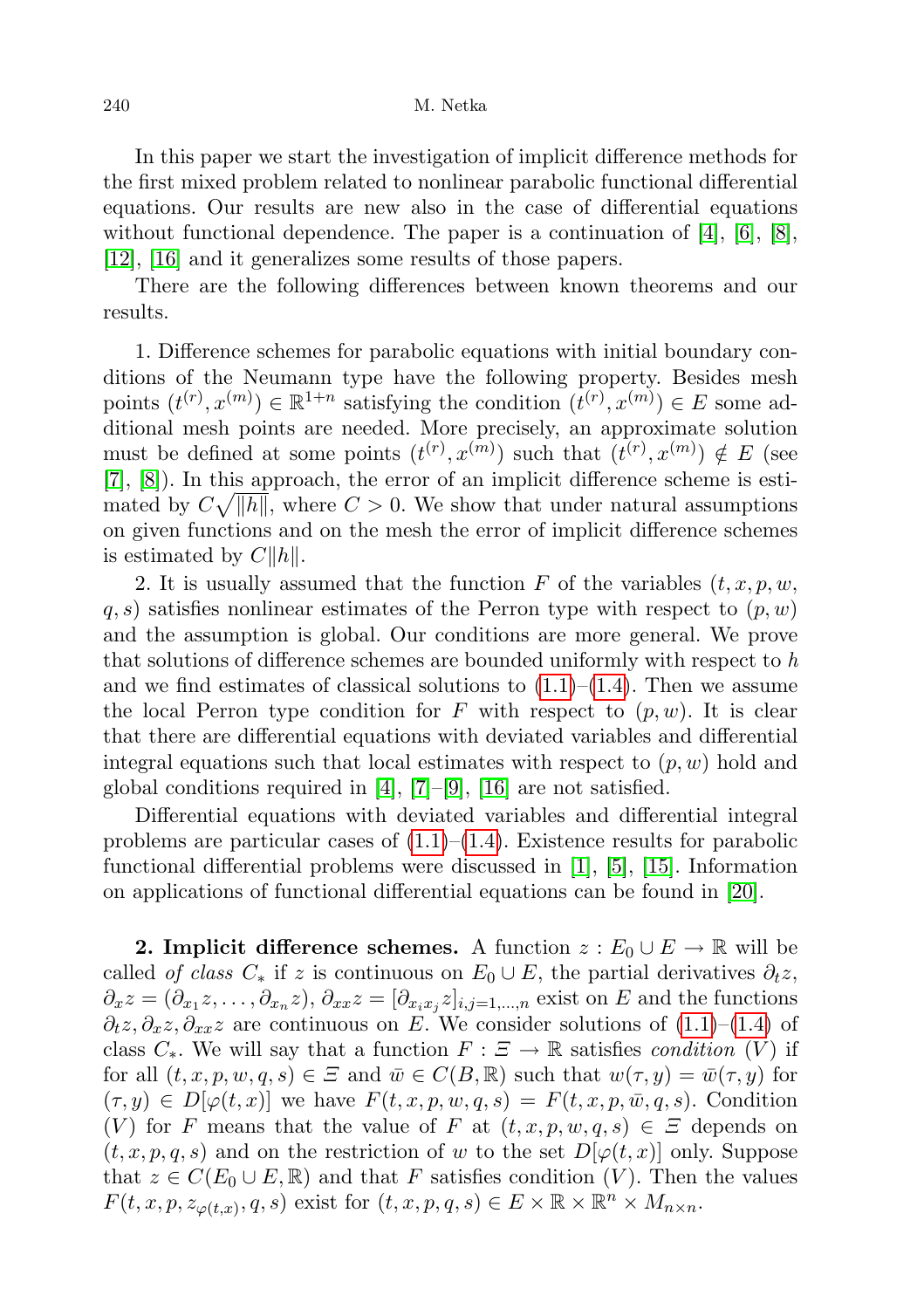In this paper we start the investigation of implicit difference methods for the first mixed problem related to nonlinear parabolic functional differential equations. Our results are new also in the case of differential equations without functional dependence. The paper is a continuation of [4], [6], [8], [12], [16] and it generalizes some results of those papers.

There are the following differences between known theorems and our results.

1. Difference schemes for parabolic equations with initial boundary conditions of the Neumann type have the following property. Besides mesh points $(t^{(r)}, x^{(m)}) \in \mathbb{R}^{1+n}$ satisfying the condition $(t^{(r)}, x^{(m)}) \in E$ some additional mesh points are needed. More precisely, an approximate solution must be defined at some points $(t^{(r)}, x^{(m)})$ such that $(t^{(r)}, x^{(m)}) \notin E$ (see [7], [8]). In this approach, the error of an implicit difference scheme is estimated by $C\sqrt{\|h\|}$, where $C > 0$. We show that under natural assumptions on given functions and on the mesh the error of implicit difference schemes is estimated by $C\|h\|$.

2. It is usually assumed that the function $F$ of the variables $(t, x, p, w, q, s)$ satisfies nonlinear estimates of the Perron type with respect to $(p, w)$ and the assumption is global. Our conditions are more general. We prove that solutions of difference schemes are bounded uniformly with respect to $h$ and we find estimates of classical solutions to (1.1)–(1.4). Then we assume the local Perron type condition for $F$ with respect to $(p, w)$. It is clear that there are differential equations with deviated variables and differential integral equations such that local estimates with respect to $(p, w)$ hold and global conditions required in [4], [7]–[9], [16] are not satisfied.

Differential equations with deviated variables and differential integral problems are particular cases of (1.1)–(1.4). Existence results for parabolic functional differential problems were discussed in [1], [5], [15]. Information on applications of functional differential equations can be found in [20].

**2. Implicit difference schemes.** A function $z : E_0 \cup E \to \mathbb{R}$ will be called *of class* $C_*$ if $z$ is continuous on $E_0 \cup E$, the partial derivatives $\partial_t z$, $\partial_x z = (\partial_{x_1} z, \dots, \partial_{x_n} z)$, $\partial_{xx} z = [\partial_{x_i x_j} z]_{i,j=1,\dots,n}$ exist on $E$ and the functions $\partial_t z, \partial_x z, \partial_{xx} z$ are continuous on $E$. We consider solutions of (1.1)–(1.4) of class $C_*$. We will say that a function $F : \Xi \to \mathbb{R}$ satisfies *condition* $(V)$ if for all $(t, x, p, w, q, s) \in \Xi$ and $\bar{w} \in C(B, \mathbb{R})$ such that $w(\tau, y) = \bar{w}(\tau, y)$ for $(\tau, y) \in D[\varphi(t, x)]$ we have $F(t, x, p, w, q, s) = F(t, x, p, \bar{w}, q, s)$. Condition $(V)$ for $F$ means that the value of $F$ at $(t, x, p, w, q, s) \in \Xi$ depends on $(t, x, p, q, s)$ and on the restriction of $w$ to the set $D[\varphi(t, x)]$ only. Suppose that $z \in C(E_0 \cup E, \mathbb{R})$ and that $F$ satisfies condition $(V)$. Then the values $F(t, x, p, z_{\varphi(t,x)}, q, s)$ exist for $(t, x, p, q, s) \in E \times \mathbb{R} \times \mathbb{R}^n \times M_{n\times n}$.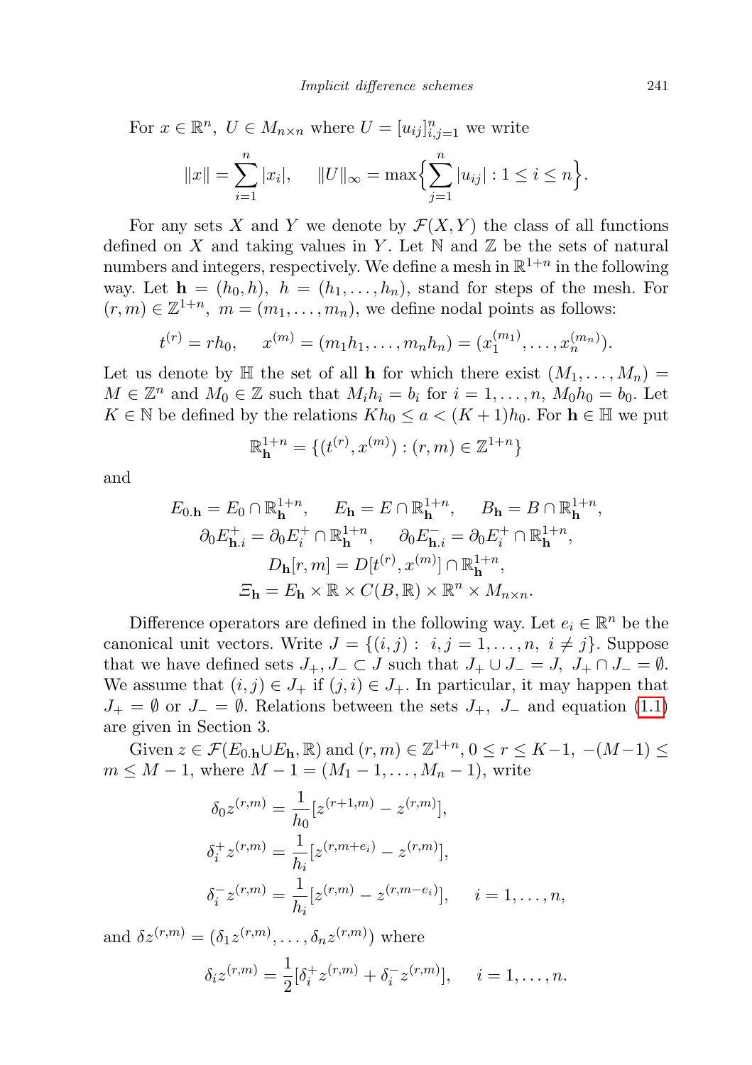For $x \in \mathbb{R}^n$, $U \in M_{n\times n}$ where $U = [u_{ij}]_{i,j=1}^n$ we write

$$\|x\| = \sum_{i=1}^n |x_i|, \quad \|U\|_\infty = \max\Big\{\sum_{j=1}^n |u_{ij}| : 1 \le i \le n\Big\}.$$

For any sets $X$ and $Y$ we denote by $\mathcal{F}(X,Y)$ the class of all functions defined on $X$ and taking values in $Y$. Let $\mathbb{N}$ and $\mathbb{Z}$ be the sets of natural numbers and integers, respectively. We define a mesh in $\mathbb{R}^{1+n}$ in the following way. Let $\mathbf{h} = (h_0, h)$, $h = (h_1, \ldots, h_n)$, stand for steps of the mesh. For $(r,m) \in \mathbb{Z}^{1+n}$, $m = (m_1, \ldots, m_n)$, we define nodal points as follows:

$$t^{(r)} = rh_0, \quad x^{(m)} = (m_1h_1, \ldots, m_nh_n) = (x_1^{(m_1)}, \ldots, x_n^{(m_n)}).$$

Let us denote by $\mathbb{H}$ the set of all $\mathbf{h}$ for which there exist $(M_1, \ldots, M_n) = M \in \mathbb{Z}^n$ and $M_0 \in \mathbb{Z}$ such that $M_ih_i = b_i$ for $i = 1, \ldots, n$, $M_0h_0 = b_0$. Let $K \in \mathbb{N}$ be defined by the relations $Kh_0 \le a < (K+1)h_0$. For $\mathbf{h} \in \mathbb{H}$ we put

$$\mathbb{R}^{1+n}_{\mathbf{h}} = \{(t^{(r)}, x^{(m)}) : (r,m) \in \mathbb{Z}^{1+n}\}$$

and

$$E_{0.\mathbf{h}} = E_0 \cap \mathbb{R}^{1+n}_{\mathbf{h}}, \quad E_{\mathbf{h}} = E \cap \mathbb{R}^{1+n}_{\mathbf{h}}, \quad B_{\mathbf{h}} = B \cap \mathbb{R}^{1+n}_{\mathbf{h}},$$
$$\partial_0 E^+_{\mathbf{h}.i} = \partial_0 E^+_i \cap \mathbb{R}^{1+n}_{\mathbf{h}}, \quad \partial_0 E^-_{\mathbf{h}.i} = \partial_0 E^+_i \cap \mathbb{R}^{1+n}_{\mathbf{h}},$$
$$D_{\mathbf{h}}[r,m] = D[t^{(r)}, x^{(m)}] \cap \mathbb{R}^{1+n}_{\mathbf{h}},$$
$$\varXi_{\mathbf{h}} = E_{\mathbf{h}} \times \mathbb{R} \times C(B,\mathbb{R}) \times \mathbb{R}^n \times M_{n\times n}.$$

Difference operators are defined in the following way. Let $e_i \in \mathbb{R}^n$ be the canonical unit vectors. Write $J = \{(i,j) : i,j = 1, \ldots, n, \ i \ne j\}$. Suppose that we have defined sets $J_+, J_- \subset J$ such that $J_+ \cup J_- = J$, $J_+ \cap J_- = \emptyset$. We assume that $(i,j) \in J_+$ if $(j,i) \in J_+$. In particular, it may happen that $J_+ = \emptyset$ or $J_- = \emptyset$. Relations between the sets $J_+$, $J_-$ and equation (1.1) are given in Section 3.

Given $z \in \mathcal{F}(E_{0.\mathbf{h}} \cup E_{\mathbf{h}}, \mathbb{R})$ and $(r,m) \in \mathbb{Z}^{1+n}$, $0 \le r \le K-1$, $-(M-1) \le m \le M-1$, where $M-1 = (M_1-1, \ldots, M_n-1)$, write

$$\delta_0 z^{(r,m)} = \frac{1}{h_0}[z^{(r+1,m)} - z^{(r,m)}],$$
$$\delta_i^+ z^{(r,m)} = \frac{1}{h_i}[z^{(r,m+e_i)} - z^{(r,m)}],$$
$$\delta_i^- z^{(r,m)} = \frac{1}{h_i}[z^{(r,m)} - z^{(r,m-e_i)}], \quad i = 1, \ldots, n,$$

and $\delta z^{(r,m)} = (\delta_1 z^{(r,m)}, \ldots, \delta_n z^{(r,m)})$ where

$$\delta_i z^{(r,m)} = \frac{1}{2}[\delta_i^+ z^{(r,m)} + \delta_i^- z^{(r,m)}], \quad i = 1, \ldots, n.$$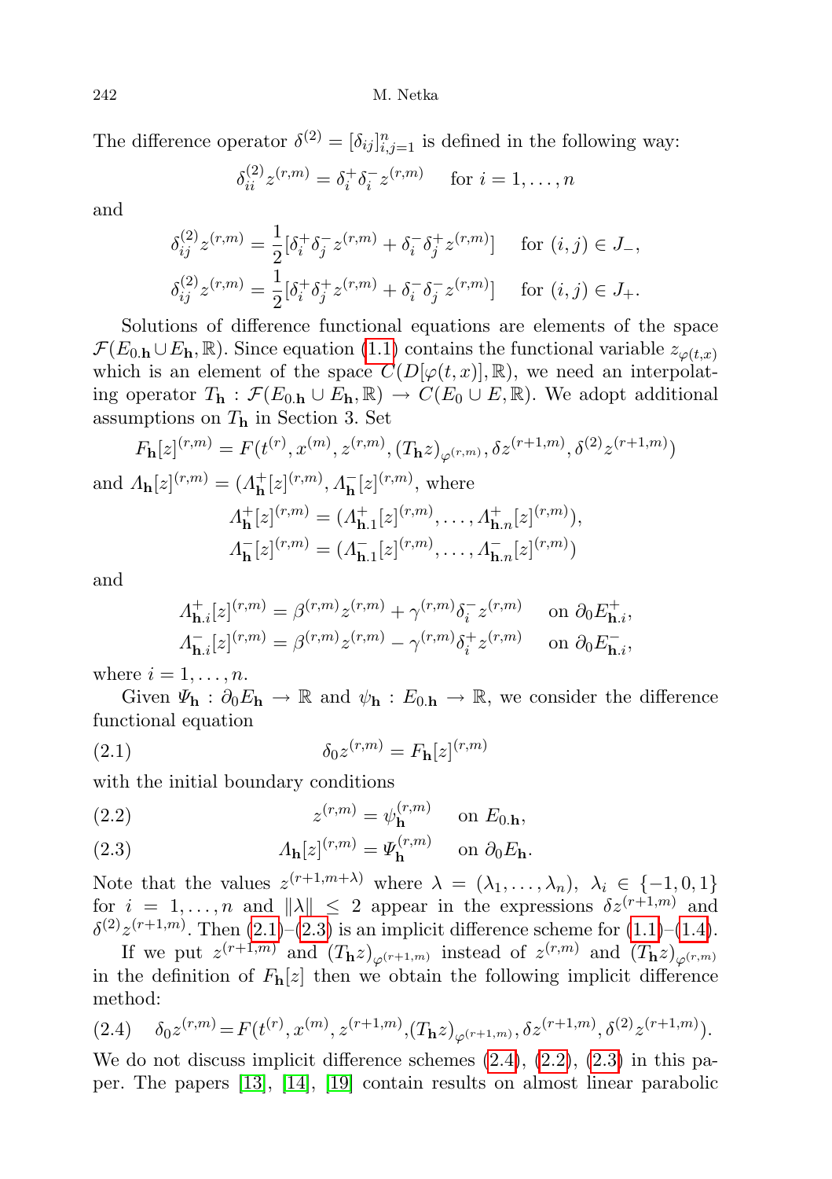The difference operator $\delta^{(2)} = [\delta_{ij}]_{i,j=1}^n$ is defined in the following way:

$$\delta_{ii}^{(2)} z^{(r,m)} = \delta_i^+ \delta_i^- z^{(r,m)} \quad \text{ for } i = 1, \ldots, n$$

and

$$\delta_{ij}^{(2)} z^{(r,m)} = \frac{1}{2}[\delta_i^+ \delta_j^- z^{(r,m)} + \delta_i^- \delta_j^+ z^{(r,m)}] \quad \text{ for } (i,j) \in J_-,$$

$$\delta_{ij}^{(2)} z^{(r,m)} = \frac{1}{2}[\delta_i^+ \delta_j^+ z^{(r,m)} + \delta_i^- \delta_j^- z^{(r,m)}] \quad \text{ for } (i,j) \in J_+.$$

Solutions of difference functional equations are elements of the space $\mathcal{F}(E_{0.\mathbf{h}} \cup E_{\mathbf{h}}, \mathbb{R})$. Since equation (1.1) contains the functional variable $z_{\varphi(t,x)}$ which is an element of the space $C(D[\varphi(t,x)], \mathbb{R})$, we need an interpolating operator $T_{\mathbf{h}} : \mathcal{F}(E_{0.\mathbf{h}} \cup E_{\mathbf{h}}, \mathbb{R}) \to C(E_0 \cup E, \mathbb{R})$. We adopt additional assumptions on $T_{\mathbf{h}}$ in Section 3. Set

$$F_{\mathbf{h}}[z]^{(r,m)} = F(t^{(r)}, x^{(m)}, z^{(r,m)}, (T_{\mathbf{h}} z)_{\varphi^{(r,m)}}, \delta z^{(r+1,m)}, \delta^{(2)} z^{(r+1,m)})$$

and $\Lambda_{\mathbf{h}}[z]^{(r,m)} = (\Lambda_{\mathbf{h}}^+[z]^{(r,m)}, \Lambda_{\mathbf{h}}^-[z]^{(r,m)}$, where

$$\Lambda_{\mathbf{h}}^+[z]^{(r,m)} = (\Lambda_{\mathbf{h}.1}^+[z]^{(r,m)}, \ldots, \Lambda_{\mathbf{h}.n}^+[z]^{(r,m)}),$$

$$\Lambda_{\mathbf{h}}^-[z]^{(r,m)} = (\Lambda_{\mathbf{h}.1}^-[z]^{(r,m)}, \ldots, \Lambda_{\mathbf{h}.n}^-[z]^{(r,m)})$$

and

$$\Lambda_{\mathbf{h}.i}^+[z]^{(r,m)} = \beta^{(r,m)} z^{(r,m)} + \gamma^{(r,m)} \delta_i^- z^{(r,m)} \quad \text{ on } \partial_0 E_{\mathbf{h}.i}^+,$$

$$\Lambda_{\mathbf{h}.i}^-[z]^{(r,m)} = \beta^{(r,m)} z^{(r,m)} - \gamma^{(r,m)} \delta_i^+ z^{(r,m)} \quad \text{ on } \partial_0 E_{\mathbf{h}.i}^-,$$

where $i = 1, \ldots, n$.

Given $\Psi_{\mathbf{h}} : \partial_0 E_{\mathbf{h}} \to \mathbb{R}$ and $\psi_{\mathbf{h}} : E_{0.\mathbf{h}} \to \mathbb{R}$, we consider the difference functional equation

$$\delta_0 z^{(r,m)} = F_{\mathbf{h}}[z]^{(r,m)} \tag{2.1}$$

with the initial boundary conditions

$$z^{(r,m)} = \psi_{\mathbf{h}}^{(r,m)} \quad \text{ on } E_{0.\mathbf{h}}, \tag{2.2}$$

$$\Lambda_{\mathbf{h}}[z]^{(r,m)} = \Psi_{\mathbf{h}}^{(r,m)} \quad \text{ on } \partial_0 E_{\mathbf{h}}. \tag{2.3}$$

Note that the values $z^{(r+1,m+\lambda)}$ where $\lambda = (\lambda_1, \ldots, \lambda_n)$, $\lambda_i \in \{-1, 0, 1\}$ for $i = 1, \ldots, n$ and $\|\lambda\| \le 2$ appear in the expressions $\delta z^{(r+1,m)}$ and $\delta^{(2)} z^{(r+1,m)}$. Then (2.1)–(2.3) is an implicit difference scheme for (1.1)–(1.4).

If we put $z^{(r+1,m)}$ and $(T_{\mathbf{h}} z)_{\varphi^{(r+1,m)}}$ instead of $z^{(r,m)}$ and $(T_{\mathbf{h}} z)_{\varphi^{(r,m)}}$ in the definition of $F_{\mathbf{h}}[z]$ then we obtain the following implicit difference method:

$$\delta_0 z^{(r,m)} = F(t^{(r)}, x^{(m)}, z^{(r+1,m)}, (T_{\mathbf{h}} z)_{\varphi^{(r+1,m)}}, \delta z^{(r+1,m)}, \delta^{(2)} z^{(r+1,m)}). \tag{2.4}$$

We do not discuss implicit difference schemes (2.4), (2.2), (2.3) in this paper. The papers [13], [14], [19] contain results on almost linear parabolic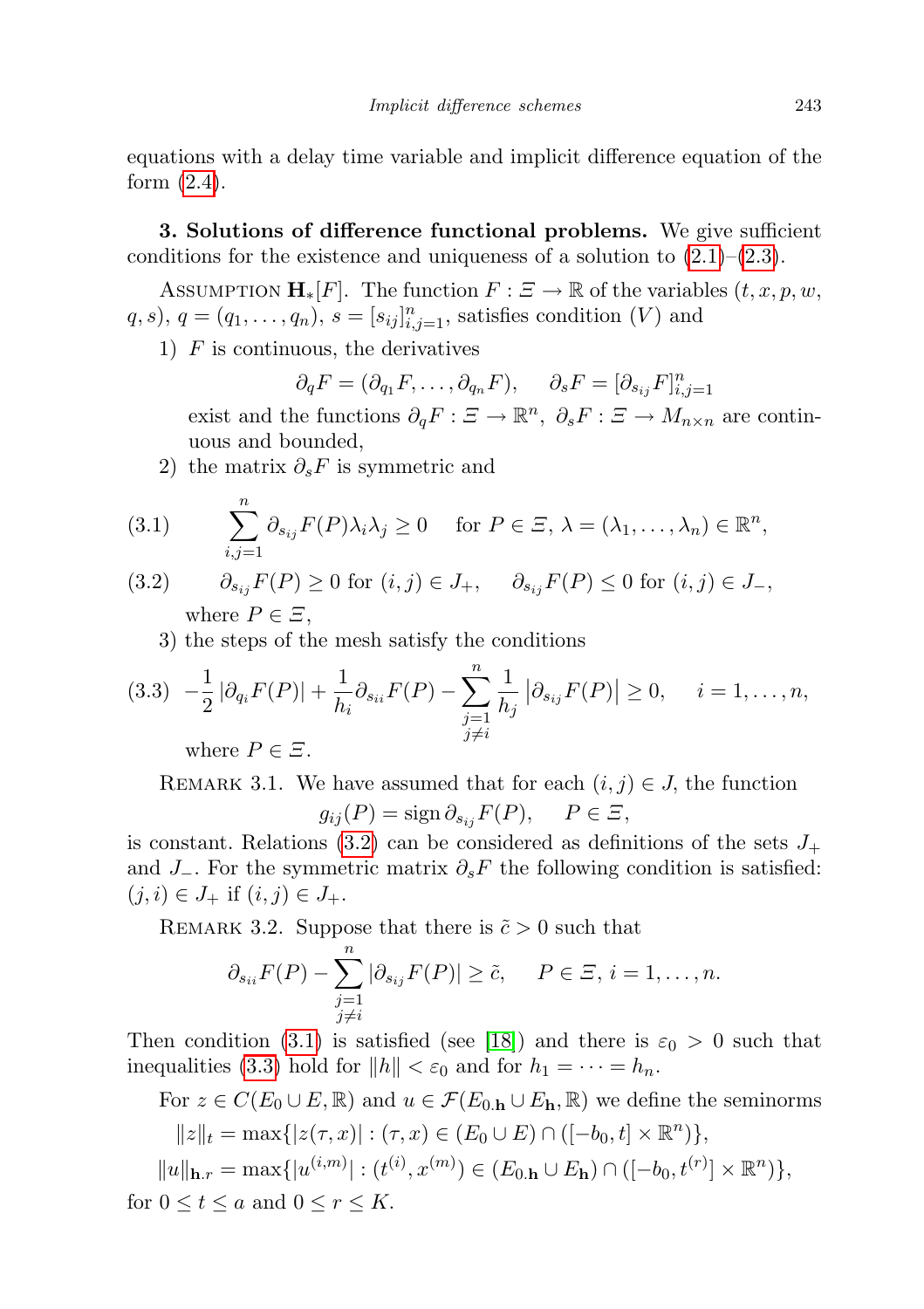equations with a delay time variable and implicit difference equation of the form (2.4).

**3. Solutions of difference functional problems.** We give sufficient conditions for the existence and uniqueness of a solution to (2.1)–(2.3).

Assumption $\mathbf{H}_*[F]$. The function $F : \Xi \to \mathbb{R}$ of the variables $(t, x, p, w, q, s)$, $q = (q_1, \ldots, q_n)$, $s = [s_{ij}]_{i,j=1}^n$, satisfies condition $(V)$ and

1) $F$ is continuous, the derivatives
$$\partial_q F = (\partial_{q_1} F, \ldots, \partial_{q_n} F), \quad \partial_s F = [\partial_{s_{ij}} F]_{i,j=1}^n$$
exist and the functions $\partial_q F : \Xi \to \mathbb{R}^n$, $\partial_s F : \Xi \to M_{n\times n}$ are continuous and bounded,

2) the matrix $\partial_s F$ is symmetric and

$$\sum_{i,j=1}^n \partial_{s_{ij}} F(P)\lambda_i\lambda_j \geq 0 \quad \text{for } P \in \Xi,\ \lambda = (\lambda_1, \ldots, \lambda_n) \in \mathbb{R}^n, \tag{3.1}$$

$$\partial_{s_{ij}} F(P) \geq 0 \text{ for } (i,j) \in J_+, \quad \partial_{s_{ij}} F(P) \leq 0 \text{ for } (i,j) \in J_-, \tag{3.2}$$

where $P \in \Xi$,

3) the steps of the mesh satisfy the conditions

$$-\frac{1}{2}\left|\partial_{q_i} F(P)\right| + \frac{1}{h_i}\partial_{s_{ii}} F(P) - \sum_{\substack{j=1\\ j\neq i}}^n \frac{1}{h_j}\left|\partial_{s_{ij}} F(P)\right| \geq 0, \quad i = 1, \ldots, n, \tag{3.3}$$

where $P \in \Xi$.

Remark 3.1. We have assumed that for each $(i,j) \in J$, the function
$$g_{ij}(P) = \operatorname{sign} \partial_{s_{ij}} F(P), \quad P \in \Xi,$$
is constant. Relations (3.2) can be considered as definitions of the sets $J_+$ and $J_-$. For the symmetric matrix $\partial_s F$ the following condition is satisfied: $(j,i) \in J_+$ if $(i,j) \in J_+$.

Remark 3.2. Suppose that there is $\tilde{c} > 0$ such that
$$\partial_{s_{ii}} F(P) - \sum_{\substack{j=1\\ j\neq i}}^n \left|\partial_{s_{ij}} F(P)\right| \geq \tilde{c}, \quad P \in \Xi,\ i = 1, \ldots, n.$$
Then condition (3.1) is satisfied (see [18]) and there is $\varepsilon_0 > 0$ such that inequalities (3.3) hold for $\|h\| < \varepsilon_0$ and for $h_1 = \cdots = h_n$.

For $z \in C(E_0 \cup E, \mathbb{R})$ and $u \in \mathcal{F}(E_{0.\mathbf{h}} \cup E_{\mathbf{h}}, \mathbb{R})$ we define the seminorms
$$\|z\|_t = \max\{|z(\tau, x)| : (\tau, x) \in (E_0 \cup E) \cap ([-b_0, t] \times \mathbb{R}^n)\},$$
$$\|u\|_{\mathbf{h}.r} = \max\{|u^{(i,m)}| : (t^{(i)}, x^{(m)}) \in (E_{0.\mathbf{h}} \cup E_{\mathbf{h}}) \cap ([-b_0, t^{(r)}] \times \mathbb{R}^n)\},$$
for $0 \leq t \leq a$ and $0 \leq r \leq K$.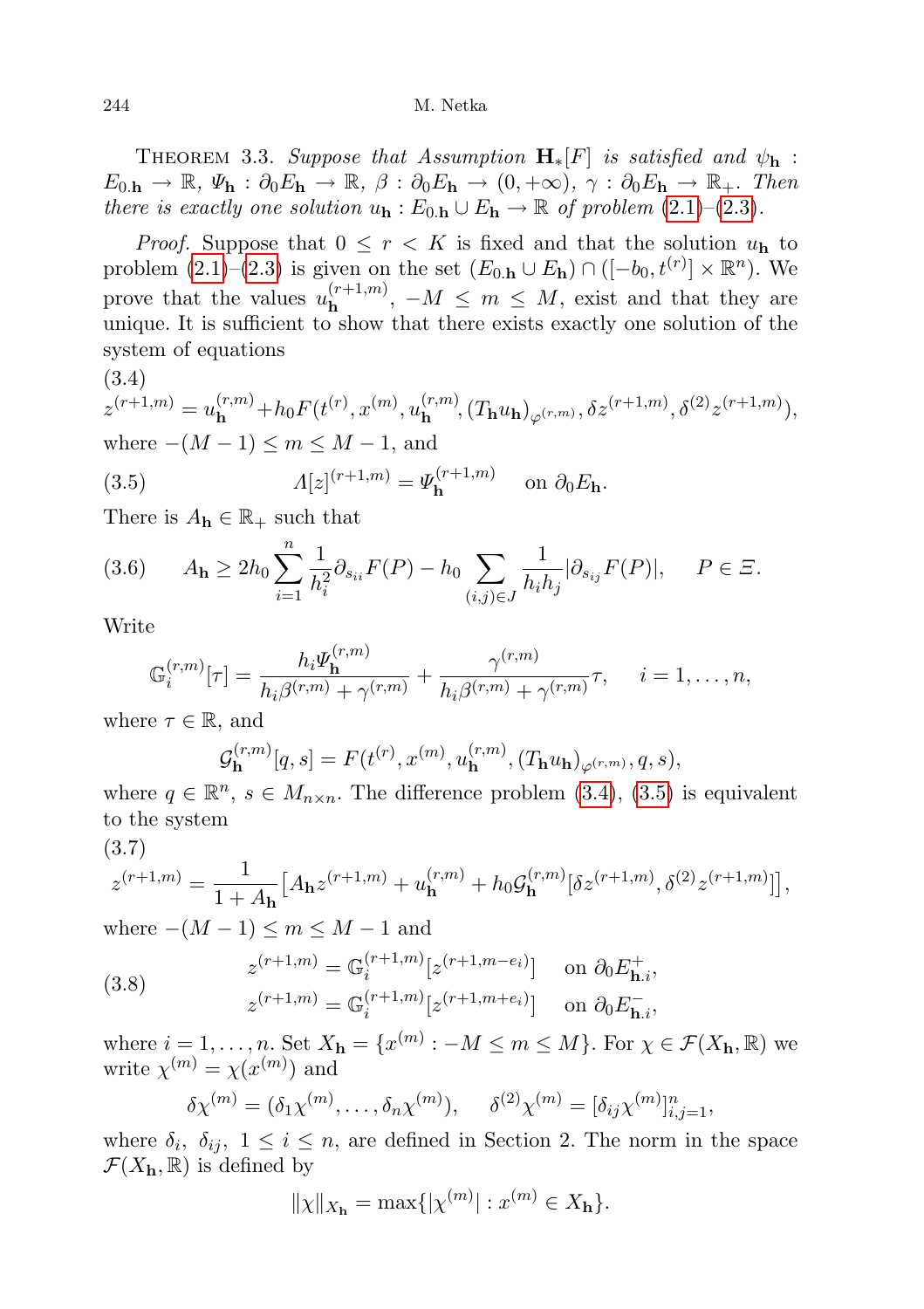THEOREM 3.3. *Suppose that Assumption* $\mathbf{H}_*[F]$ *is satisfied and* $\psi_{\mathbf{h}} : E_{0.\mathbf{h}} \to \mathbb{R}$, $\Psi_{\mathbf{h}} : \partial_0 E_{\mathbf{h}} \to \mathbb{R}$, $\beta : \partial_0 E_{\mathbf{h}} \to (0,+\infty)$, $\gamma : \partial_0 E_{\mathbf{h}} \to \mathbb{R}_+$. *Then there is exactly one solution* $u_{\mathbf{h}} : E_{0.\mathbf{h}} \cup E_{\mathbf{h}} \to \mathbb{R}$ *of problem* (2.1)–(2.3).

*Proof.* Suppose that $0 \le r < K$ is fixed and that the solution $u_{\mathbf{h}}$ to problem (2.1)–(2.3) is given on the set $(E_{0.\mathbf{h}} \cup E_{\mathbf{h}}) \cap ([-b_0, t^{(r)}] \times \mathbb{R}^n)$. We prove that the values $u_{\mathbf{h}}^{(r+1,m)}$, $-M \le m \le M$, exist and that they are unique. It is sufficient to show that there exists exactly one solution of the system of equations

(3.4)
$$z^{(r+1,m)} = u_{\mathbf{h}}^{(r,m)} + h_0 F(t^{(r)}, x^{(m)}, u_{\mathbf{h}}^{(r,m)}, (T_{\mathbf{h}} u_{\mathbf{h}})_{\varphi^{(r,m)}}, \delta z^{(r+1,m)}, \delta^{(2)} z^{(r+1,m)}),$$

where $-(M-1) \le m \le M-1$, and

$$\Lambda[z]^{(r+1,m)} = \Psi_{\mathbf{h}}^{(r+1,m)} \quad \text{on } \partial_0 E_{\mathbf{h}}. \tag{3.5}$$

There is $A_{\mathbf{h}} \in \mathbb{R}_+$ such that

$$A_{\mathbf{h}} \ge 2h_0 \sum_{i=1}^{n} \frac{1}{h_i^2} \partial_{s_{ii}} F(P) - h_0 \sum_{(i,j)\in J} \frac{1}{h_i h_j} |\partial_{s_{ij}} F(P)|, \quad P \in \Xi. \tag{3.6}$$

Write

$$\mathbb{G}_i^{(r,m)}[\tau] = \frac{h_i \Psi_{\mathbf{h}}^{(r,m)}}{h_i \beta^{(r,m)} + \gamma^{(r,m)}} + \frac{\gamma^{(r,m)}}{h_i \beta^{(r,m)} + \gamma^{(r,m)}} \tau, \quad i = 1, \ldots, n,$$

where $\tau \in \mathbb{R}$, and

$$\mathcal{G}_{\mathbf{h}}^{(r,m)}[q,s] = F(t^{(r)}, x^{(m)}, u_{\mathbf{h}}^{(r,m)}, (T_{\mathbf{h}} u_{\mathbf{h}})_{\varphi^{(r,m)}}, q, s),$$

where $q \in \mathbb{R}^n$, $s \in M_{n\times n}$. The difference problem (3.4), (3.5) is equivalent to the system

(3.7)
$$z^{(r+1,m)} = \frac{1}{1 + A_{\mathbf{h}}} \big[ A_{\mathbf{h}} z^{(r+1,m)} + u_{\mathbf{h}}^{(r,m)} + h_0 \mathcal{G}_{\mathbf{h}}^{(r,m)}[\delta z^{(r+1,m)}, \delta^{(2)} z^{(r+1,m)}] \big],$$

where $-(M-1) \le m \le M-1$ and

$$\begin{aligned} z^{(r+1,m)} &= \mathbb{G}_i^{(r+1,m)}[z^{(r+1,m-e_i)}] \quad \text{on } \partial_0 E_{\mathbf{h}.i}^{+}, \\ z^{(r+1,m)} &= \mathbb{G}_i^{(r+1,m)}[z^{(r+1,m+e_i)}] \quad \text{on } \partial_0 E_{\mathbf{h}.i}^{-}, \end{aligned} \tag{3.8}$$

where $i = 1, \ldots, n$. Set $X_{\mathbf{h}} = \{x^{(m)} : -M \le m \le M\}$. For $\chi \in \mathcal{F}(X_{\mathbf{h}}, \mathbb{R})$ we write $\chi^{(m)} = \chi(x^{(m)})$ and

$$\delta\chi^{(m)} = (\delta_1 \chi^{(m)}, \ldots, \delta_n \chi^{(m)}), \quad \delta^{(2)} \chi^{(m)} = [\delta_{ij} \chi^{(m)}]_{i,j=1}^{n},$$

where $\delta_i$, $\delta_{ij}$, $1 \le i \le n$, are defined in Section 2. The norm in the space $\mathcal{F}(X_{\mathbf{h}}, \mathbb{R})$ is defined by

$$\|\chi\|_{X_{\mathbf{h}}} = \max\{|\chi^{(m)}| : x^{(m)} \in X_{\mathbf{h}}\}.$$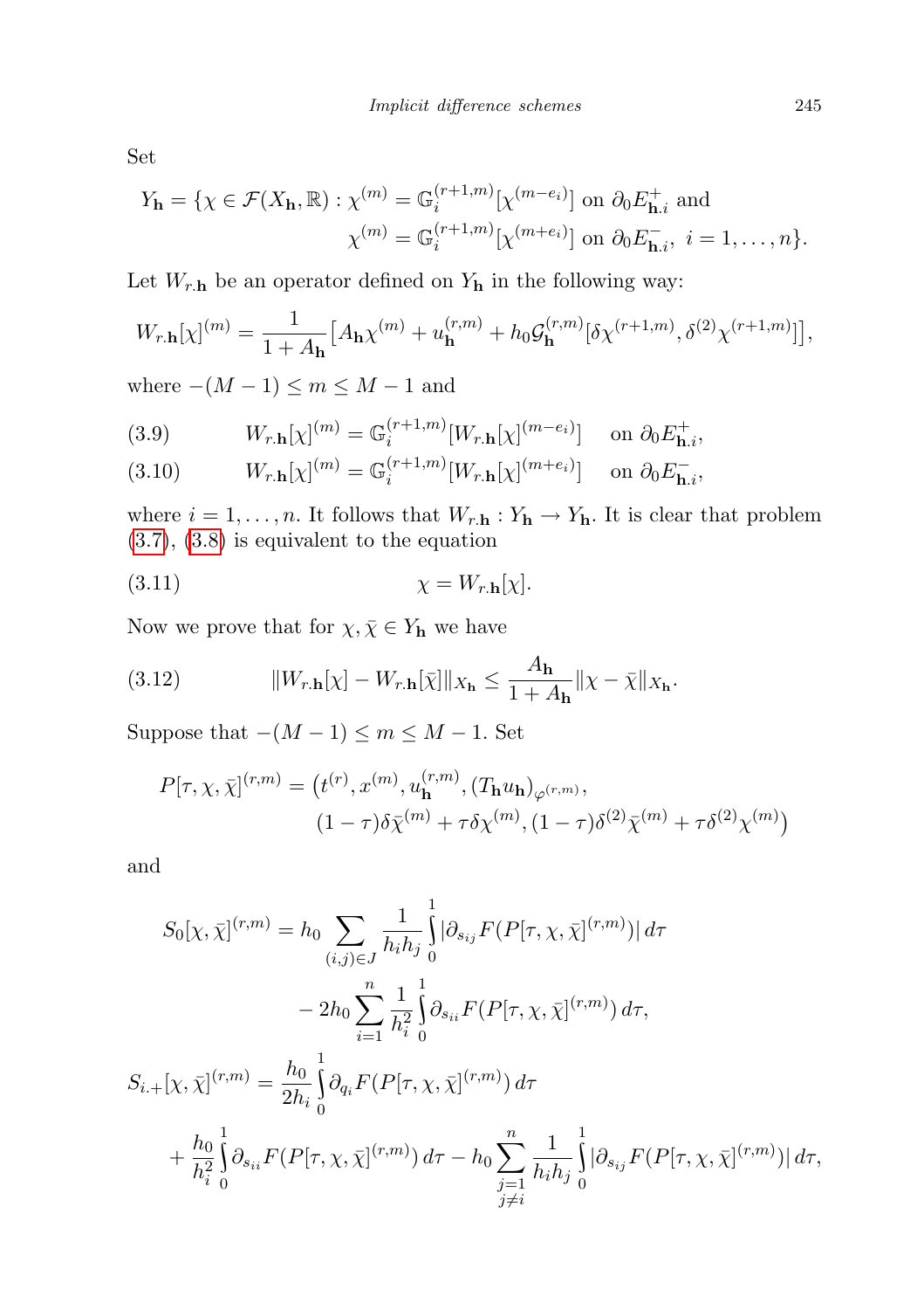Set

$$Y_{\mathbf{h}} = \{\chi \in \mathcal{F}(X_{\mathbf{h}}, \mathbb{R}) : \chi^{(m)} = \mathbb{G}_i^{(r+1,m)}[\chi^{(m-e_i)}] \text{ on } \partial_0 E^+_{\mathbf{h}.i} \text{ and}$$
$$\chi^{(m)} = \mathbb{G}_i^{(r+1,m)}[\chi^{(m+e_i)}] \text{ on } \partial_0 E^-_{\mathbf{h}.i},\ i = 1, \dots, n\}.$$

Let $W_{r.\mathbf{h}}$ be an operator defined on $Y_{\mathbf{h}}$ in the following way:

$$W_{r.\mathbf{h}}[\chi]^{(m)} = \frac{1}{1 + A_{\mathbf{h}}}\big[A_{\mathbf{h}}\chi^{(m)} + u_{\mathbf{h}}^{(r,m)} + h_0 \mathcal{G}_{\mathbf{h}}^{(r,m)}[\delta\chi^{(r+1,m)}, \delta^{(2)}\chi^{(r+1,m)}]\big],$$

where $-(M-1) \le m \le M-1$ and

$$W_{r.\mathbf{h}}[\chi]^{(m)} = \mathbb{G}_i^{(r+1,m)}[W_{r.\mathbf{h}}[\chi]^{(m-e_i)}] \quad \text{on } \partial_0 E^+_{\mathbf{h}.i}, \tag{3.9}$$

$$W_{r.\mathbf{h}}[\chi]^{(m)} = \mathbb{G}_i^{(r+1,m)}[W_{r.\mathbf{h}}[\chi]^{(m+e_i)}] \quad \text{on } \partial_0 E^-_{\mathbf{h}.i}, \tag{3.10}$$

where $i = 1, \dots, n$. It follows that $W_{r.\mathbf{h}} : Y_{\mathbf{h}} \to Y_{\mathbf{h}}$. It is clear that problem (3.7), (3.8) is equivalent to the equation

$$\chi = W_{r.\mathbf{h}}[\chi]. \tag{3.11}$$

Now we prove that for $\chi, \bar{\chi} \in Y_{\mathbf{h}}$ we have

$$\|W_{r.\mathbf{h}}[\chi] - W_{r.\mathbf{h}}[\bar{\chi}]\|_{X_{\mathbf{h}}} \le \frac{A_{\mathbf{h}}}{1 + A_{\mathbf{h}}}\|\chi - \bar{\chi}\|_{X_{\mathbf{h}}}. \tag{3.12}$$

Suppose that $-(M-1) \le m \le M-1$. Set

$$P[\tau, \chi, \bar{\chi}]^{(r,m)} = \big(t^{(r)}, x^{(m)}, u_{\mathbf{h}}^{(r,m)}, (T_{\mathbf{h}}u_{\mathbf{h}})_{\varphi^{(r,m)}},$$
$$(1-\tau)\delta\bar{\chi}^{(m)} + \tau\delta\chi^{(m)}, (1-\tau)\delta^{(2)}\bar{\chi}^{(m)} + \tau\delta^{(2)}\chi^{(m)}\big)$$

and

$$S_0[\chi, \bar{\chi}]^{(r,m)} = h_0 \sum_{(i,j)\in J} \frac{1}{h_i h_j} \int_0^1 |\partial_{s_{ij}} F(P[\tau, \chi, \bar{\chi}]^{(r,m)})|\, d\tau$$
$$- 2h_0 \sum_{i=1}^n \frac{1}{h_i^2} \int_0^1 \partial_{s_{ii}} F(P[\tau, \chi, \bar{\chi}]^{(r,m)})\, d\tau,$$

$$S_{i.+}[\chi, \bar{\chi}]^{(r,m)} = \frac{h_0}{2h_i} \int_0^1 \partial_{q_i} F(P[\tau, \chi, \bar{\chi}]^{(r,m)})\, d\tau$$
$$+ \frac{h_0}{h_i^2} \int_0^1 \partial_{s_{ii}} F(P[\tau, \chi, \bar{\chi}]^{(r,m)})\, d\tau - h_0 \sum_{\substack{j=1 \\ j \ne i}}^n \frac{1}{h_i h_j} \int_0^1 |\partial_{s_{ij}} F(P[\tau, \chi, \bar{\chi}]^{(r,m)})|\, d\tau,$$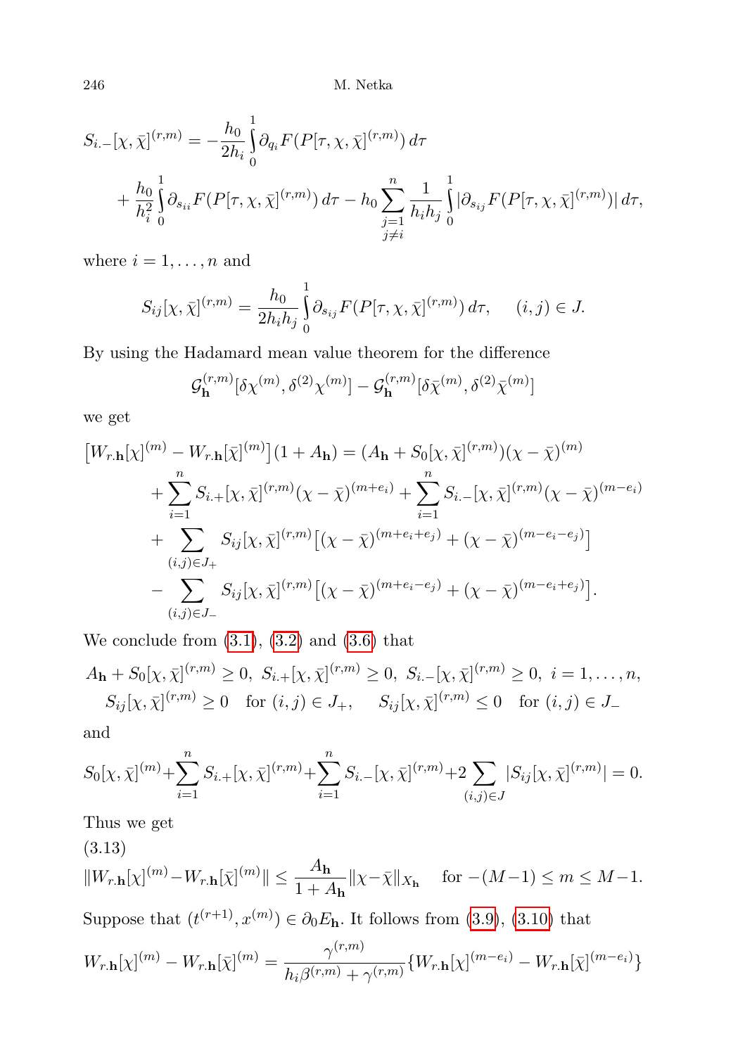$$S_{i.-}[\chi,\bar{\chi}]^{(r,m)} = -\frac{h_0}{2h_i}\int_0^1 \partial_{q_i} F(P[\tau,\chi,\bar{\chi}]^{(r,m)})\,d\tau$$

$$+\frac{h_0}{h_i^2}\int_0^1 \partial_{s_{ii}} F(P[\tau,\chi,\bar{\chi}]^{(r,m)})\,d\tau - h_0\sum_{\substack{j=1\\ j\neq i}}^{n}\frac{1}{h_ih_j}\int_0^1 |\partial_{s_{ij}} F(P[\tau,\chi,\bar{\chi}]^{(r,m)})|\,d\tau,$$

where $i = 1,\ldots,n$ and

$$S_{ij}[\chi,\bar{\chi}]^{(r,m)} = \frac{h_0}{2h_ih_j}\int_0^1 \partial_{s_{ij}} F(P[\tau,\chi,\bar{\chi}]^{(r,m)})\,d\tau, \qquad (i,j)\in J.$$

By using the Hadamard mean value theorem for the difference

$$\mathcal{G}_{\mathbf{h}}^{(r,m)}[\delta\chi^{(m)},\delta^{(2)}\chi^{(m)}] - \mathcal{G}_{\mathbf{h}}^{(r,m)}[\delta\bar{\chi}^{(m)},\delta^{(2)}\bar{\chi}^{(m)}]$$

we get

$$\begin{aligned}
\big[W_{r.\mathbf{h}}[\chi]^{(m)} - W_{r.\mathbf{h}}[\bar{\chi}]^{(m)}\big](1+A_{\mathbf{h}}) &= (A_{\mathbf{h}} + S_0[\chi,\bar{\chi}]^{(r,m)})(\chi-\bar{\chi})^{(m)} \\
&+ \sum_{i=1}^{n} S_{i.+}[\chi,\bar{\chi}]^{(r,m)}(\chi-\bar{\chi})^{(m+e_i)} + \sum_{i=1}^{n} S_{i.-}[\chi,\bar{\chi}]^{(r,m)}(\chi-\bar{\chi})^{(m-e_i)} \\
&+ \sum_{(i,j)\in J_+} S_{ij}[\chi,\bar{\chi}]^{(r,m)}\big[(\chi-\bar{\chi})^{(m+e_i+e_j)} + (\chi-\bar{\chi})^{(m-e_i-e_j)}\big] \\
&- \sum_{(i,j)\in J_-} S_{ij}[\chi,\bar{\chi}]^{(r,m)}\big[(\chi-\bar{\chi})^{(m+e_i-e_j)} + (\chi-\bar{\chi})^{(m-e_i+e_j)}\big].
\end{aligned}$$

We conclude from (3.1), (3.2) and (3.6) that

$$A_{\mathbf{h}} + S_0[\chi,\bar{\chi}]^{(r,m)} \ge 0,\ S_{i.+}[\chi,\bar{\chi}]^{(r,m)} \ge 0,\ S_{i.-}[\chi,\bar{\chi}]^{(r,m)} \ge 0,\ i=1,\ldots,n,$$
$$S_{ij}[\chi,\bar{\chi}]^{(r,m)} \ge 0 \quad \text{for } (i,j)\in J_+, \qquad S_{ij}[\chi,\bar{\chi}]^{(r,m)} \le 0 \quad \text{for } (i,j)\in J_-$$

and

$$S_0[\chi,\bar{\chi}]^{(m)} + \sum_{i=1}^{n} S_{i.+}[\chi,\bar{\chi}]^{(r,m)} + \sum_{i=1}^{n} S_{i.-}[\chi,\bar{\chi}]^{(r,m)} + 2\sum_{(i,j)\in J} |S_{ij}[\chi,\bar{\chi}]^{(r,m)}| = 0.$$

Thus we get

(3.13)
$$\|W_{r.\mathbf{h}}[\chi]^{(m)} - W_{r.\mathbf{h}}[\bar{\chi}]^{(m)}\| \le \frac{A_{\mathbf{h}}}{1+A_{\mathbf{h}}}\|\chi-\bar{\chi}\|_{X_{\mathbf{h}}} \quad \text{for } -(M-1)\le m\le M-1.$$

Suppose that $(t^{(r+1)}, x^{(m)}) \in \partial_0 E_{\mathbf{h}}$. It follows from (3.9), (3.10) that

$$W_{r.\mathbf{h}}[\chi]^{(m)} - W_{r.\mathbf{h}}[\bar{\chi}]^{(m)} = \frac{\gamma^{(r,m)}}{h_i\beta^{(r,m)} + \gamma^{(r,m)}}\{W_{r.\mathbf{h}}[\chi]^{(m-e_i)} - W_{r.\mathbf{h}}[\bar{\chi}]^{(m-e_i)}\}$$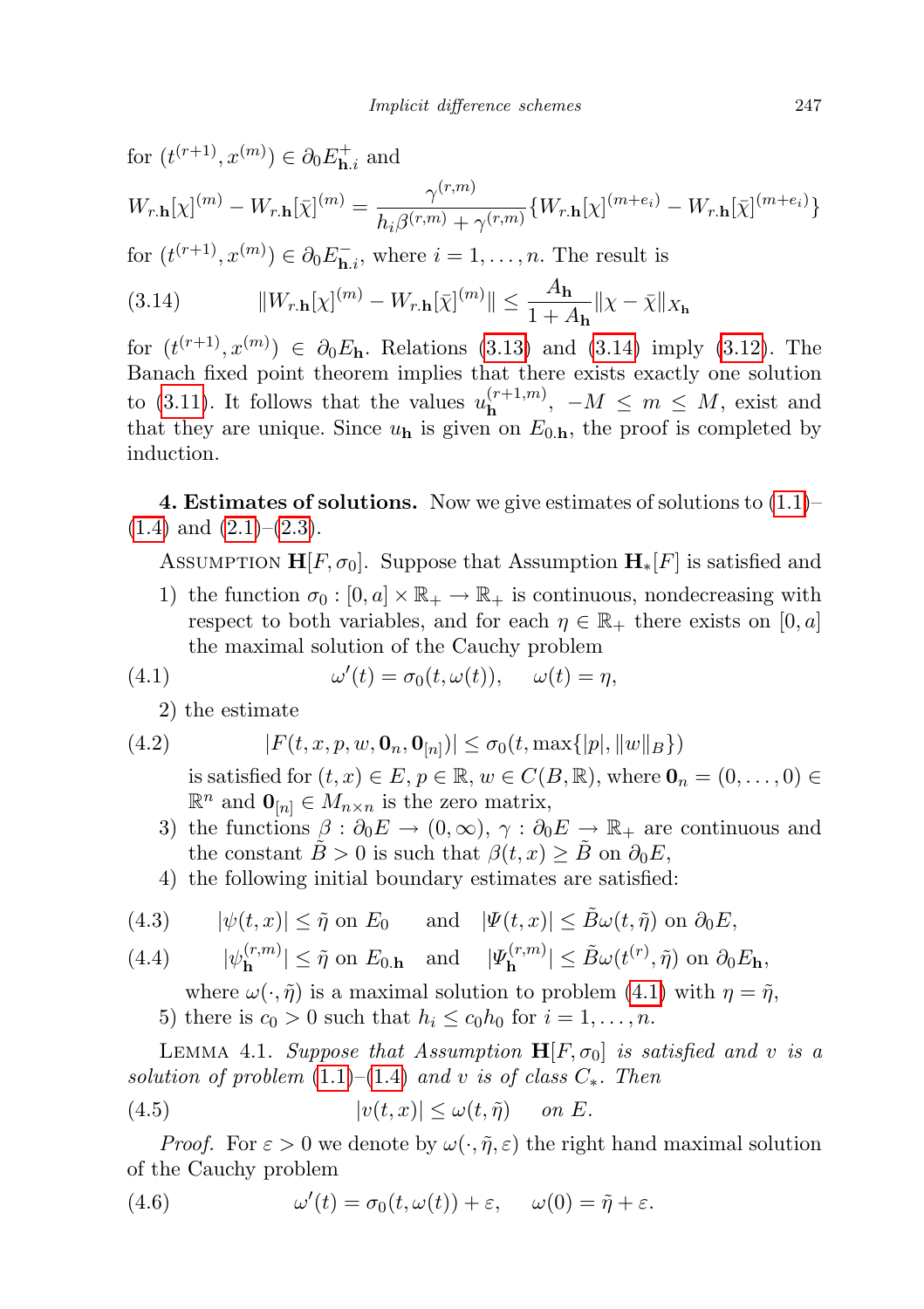for $(t^{(r+1)}, x^{(m)}) \in \partial_0 E^+_{\mathbf{h}.i}$ and

$$W_{r.\mathbf{h}}[\chi]^{(m)} - W_{r.\mathbf{h}}[\bar{\chi}]^{(m)} = \frac{\gamma^{(r,m)}}{h_i \beta^{(r,m)} + \gamma^{(r,m)}} \{W_{r.\mathbf{h}}[\chi]^{(m+e_i)} - W_{r.\mathbf{h}}[\bar{\chi}]^{(m+e_i)}\}$$

for $(t^{(r+1)}, x^{(m)}) \in \partial_0 E^-_{\mathbf{h}.i}$, where $i = 1, \dots, n$. The result is

$$\|W_{r.\mathbf{h}}[\chi]^{(m)} - W_{r.\mathbf{h}}[\bar{\chi}]^{(m)}\| \le \frac{A_{\mathbf{h}}}{1 + A_{\mathbf{h}}} \|\chi - \bar{\chi}\|_{X_{\mathbf{h}}} \tag{3.14}$$

for $(t^{(r+1)}, x^{(m)}) \in \partial_0 E_{\mathbf{h}}$. Relations (3.13) and (3.14) imply (3.12). The Banach fixed point theorem implies that there exists exactly one solution to (3.11). It follows that the values $u_{\mathbf{h}}^{(r+1,m)}$, $-M \le m \le M$, exist and that they are unique. Since $u_{\mathbf{h}}$ is given on $E_{0.\mathbf{h}}$, the proof is completed by induction.

**4. Estimates of solutions.** Now we give estimates of solutions to (1.1)–(1.4) and (2.1)–(2.3).

Assumption $\mathbf{H}[F, \sigma_0]$. Suppose that Assumption $\mathbf{H}_*[F]$ is satisfied and

1) the function $\sigma_0 : [0, a] \times \mathbb{R}_+ \to \mathbb{R}_+$ is continuous, nondecreasing with respect to both variables, and for each $\eta \in \mathbb{R}_+$ there exists on $[0, a]$ the maximal solution of the Cauchy problem

$$\omega'(t) = \sigma_0(t, \omega(t)), \quad \omega(t) = \eta, \tag{4.1}$$

2) the estimate

$$|F(t, x, p, w, \mathbf{0}_n, \mathbf{0}_{[n]})| \le \sigma_0(t, \max\{|p|, \|w\|_B\}) \tag{4.2}$$

is satisfied for $(t, x) \in E$, $p \in \mathbb{R}$, $w \in C(B, \mathbb{R})$, where $\mathbf{0}_n = (0, \dots, 0) \in \mathbb{R}^n$ and $\mathbf{0}_{[n]} \in M_{n \times n}$ is the zero matrix,

3) the functions $\beta : \partial_0 E \to (0, \infty)$, $\gamma : \partial_0 E \to \mathbb{R}_+$ are continuous and the constant $\tilde{B} > 0$ is such that $\beta(t, x) \ge \tilde{B}$ on $\partial_0 E$,

4) the following initial boundary estimates are satisfied:

$$|\psi(t, x)| \le \tilde{\eta} \text{ on } E_0 \quad \text{ and } \quad |\Psi(t, x)| \le \tilde{B}\omega(t, \tilde{\eta}) \text{ on } \partial_0 E, \tag{4.3}$$

$$|\psi_{\mathbf{h}}^{(r,m)}| \le \tilde{\eta} \text{ on } E_{0.\mathbf{h}} \quad \text{ and } \quad |\Psi_{\mathbf{h}}^{(r,m)}| \le \tilde{B}\omega(t^{(r)}, \tilde{\eta}) \text{ on } \partial_0 E_{\mathbf{h}}, \tag{4.4}$$

where $\omega(\cdot, \tilde{\eta})$ is a maximal solution to problem (4.1) with $\eta = \tilde{\eta}$,

5) there is $c_0 > 0$ such that $h_i \le c_0 h_0$ for $i = 1, \dots, n$.

Lemma 4.1. *Suppose that Assumption $\mathbf{H}[F, \sigma_0]$ is satisfied and $v$ is a solution of problem (1.1)–(1.4) and $v$ is of class $C_*$. Then*

$$|v(t, x)| \le \omega(t, \tilde{\eta}) \quad \text{ on } E. \tag{4.5}$$

*Proof.* For $\varepsilon > 0$ we denote by $\omega(\cdot, \tilde{\eta}, \varepsilon)$ the right hand maximal solution of the Cauchy problem

$$\omega'(t) = \sigma_0(t, \omega(t)) + \varepsilon, \quad \omega(0) = \tilde{\eta} + \varepsilon. \tag{4.6}$$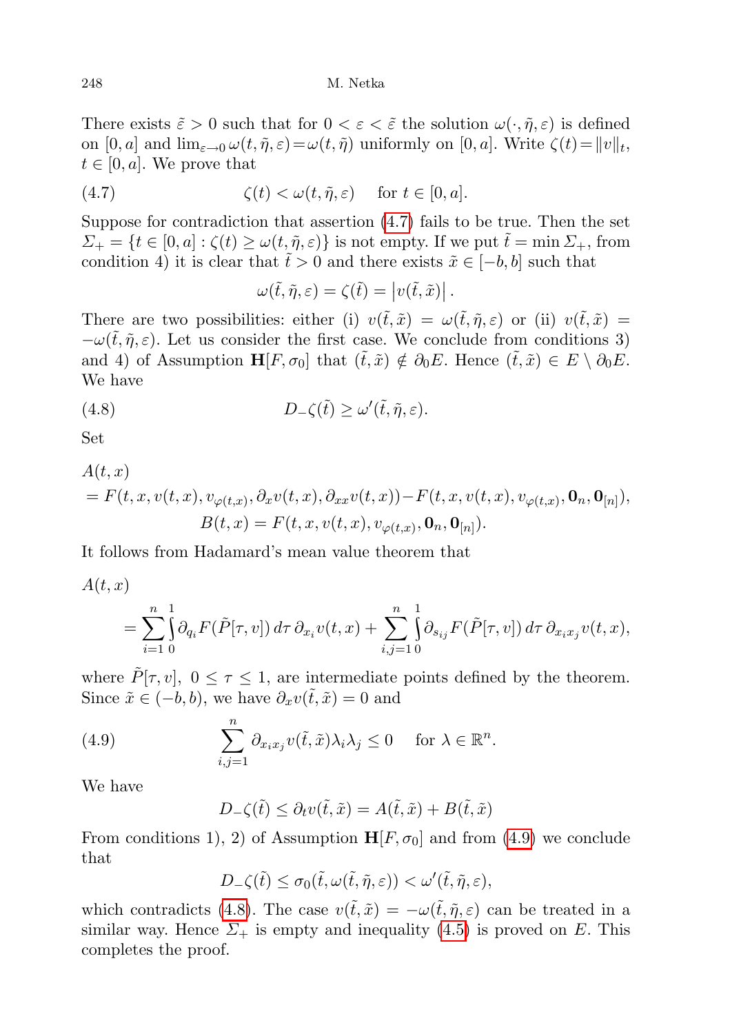There exists $\tilde{\varepsilon} > 0$ such that for $0 < \varepsilon < \tilde{\varepsilon}$ the solution $\omega(\cdot, \tilde{\eta}, \varepsilon)$ is defined on $[0, a]$ and $\lim_{\varepsilon \to 0} \omega(t, \tilde{\eta}, \varepsilon) = \omega(t, \tilde{\eta})$ uniformly on $[0, a]$. Write $\zeta(t) = \|v\|_t$, $t \in [0, a]$. We prove that

$$\zeta(t) < \omega(t, \tilde{\eta}, \varepsilon) \quad \text{for } t \in [0, a]. \tag{4.7}$$

Suppose for contradiction that assertion (4.7) fails to be true. Then the set $\Sigma_+ = \{t \in [0, a] : \zeta(t) \geq \omega(t, \tilde{\eta}, \varepsilon)\}$ is not empty. If we put $\tilde{t} = \min \Sigma_+$, from condition 4) it is clear that $\tilde{t} > 0$ and there exists $\tilde{x} \in [-b, b]$ such that

$$\omega(\tilde{t}, \tilde{\eta}, \varepsilon) = \zeta(\tilde{t}) = \left| v(\tilde{t}, \tilde{x}) \right|.$$

There are two possibilities: either (i) $v(\tilde{t}, \tilde{x}) = \omega(\tilde{t}, \tilde{\eta}, \varepsilon)$ or (ii) $v(\tilde{t}, \tilde{x}) = -\omega(\tilde{t}, \tilde{\eta}, \varepsilon)$. Let us consider the first case. We conclude from conditions 3) and 4) of Assumption $\mathbf{H}[F, \sigma_0]$ that $(\tilde{t}, \tilde{x}) \notin \partial_0 E$. Hence $(\tilde{t}, \tilde{x}) \in E \setminus \partial_0 E$. We have

$$D_- \zeta(\tilde{t}) \geq \omega'(\tilde{t}, \tilde{\eta}, \varepsilon). \tag{4.8}$$

Set

$$\begin{aligned} &A(t, x) \\ &= F(t, x, v(t, x), v_{\varphi(t,x)}, \partial_x v(t, x), \partial_{xx} v(t, x)) - F(t, x, v(t, x), v_{\varphi(t,x)}, \mathbf{0}_n, \mathbf{0}_{[n]}), \\ &\qquad B(t, x) = F(t, x, v(t, x), v_{\varphi(t,x)}, \mathbf{0}_n, \mathbf{0}_{[n]}). \end{aligned}$$

It follows from Hadamard's mean value theorem that

$$\begin{aligned} &A(t, x) \\ &\quad = \sum_{i=1}^{n} \int_0^1 \partial_{q_i} F(\tilde{P}[\tau, v]) \, d\tau \, \partial_{x_i} v(t, x) + \sum_{i,j=1}^{n} \int_0^1 \partial_{s_{ij}} F(\tilde{P}[\tau, v]) \, d\tau \, \partial_{x_i x_j} v(t, x), \end{aligned}$$

where $\tilde{P}[\tau, v]$, $0 \leq \tau \leq 1$, are intermediate points defined by the theorem. Since $\tilde{x} \in (-b, b)$, we have $\partial_x v(\tilde{t}, \tilde{x}) = 0$ and

$$\sum_{i,j=1}^{n} \partial_{x_i x_j} v(\tilde{t}, \tilde{x}) \lambda_i \lambda_j \leq 0 \quad \text{for } \lambda \in \mathbb{R}^n. \tag{4.9}$$

We have

$$D_- \zeta(\tilde{t}) \leq \partial_t v(\tilde{t}, \tilde{x}) = A(\tilde{t}, \tilde{x}) + B(\tilde{t}, \tilde{x})$$

From conditions 1), 2) of Assumption $\mathbf{H}[F, \sigma_0]$ and from (4.9) we conclude that

$$D_- \zeta(\tilde{t}) \leq \sigma_0(\tilde{t}, \omega(\tilde{t}, \tilde{\eta}, \varepsilon)) < \omega'(\tilde{t}, \tilde{\eta}, \varepsilon),$$

which contradicts (4.8). The case $v(\tilde{t}, \tilde{x}) = -\omega(\tilde{t}, \tilde{\eta}, \varepsilon)$ can be treated in a similar way. Hence $\Sigma_+$ is empty and inequality (4.5) is proved on $E$. This completes the proof.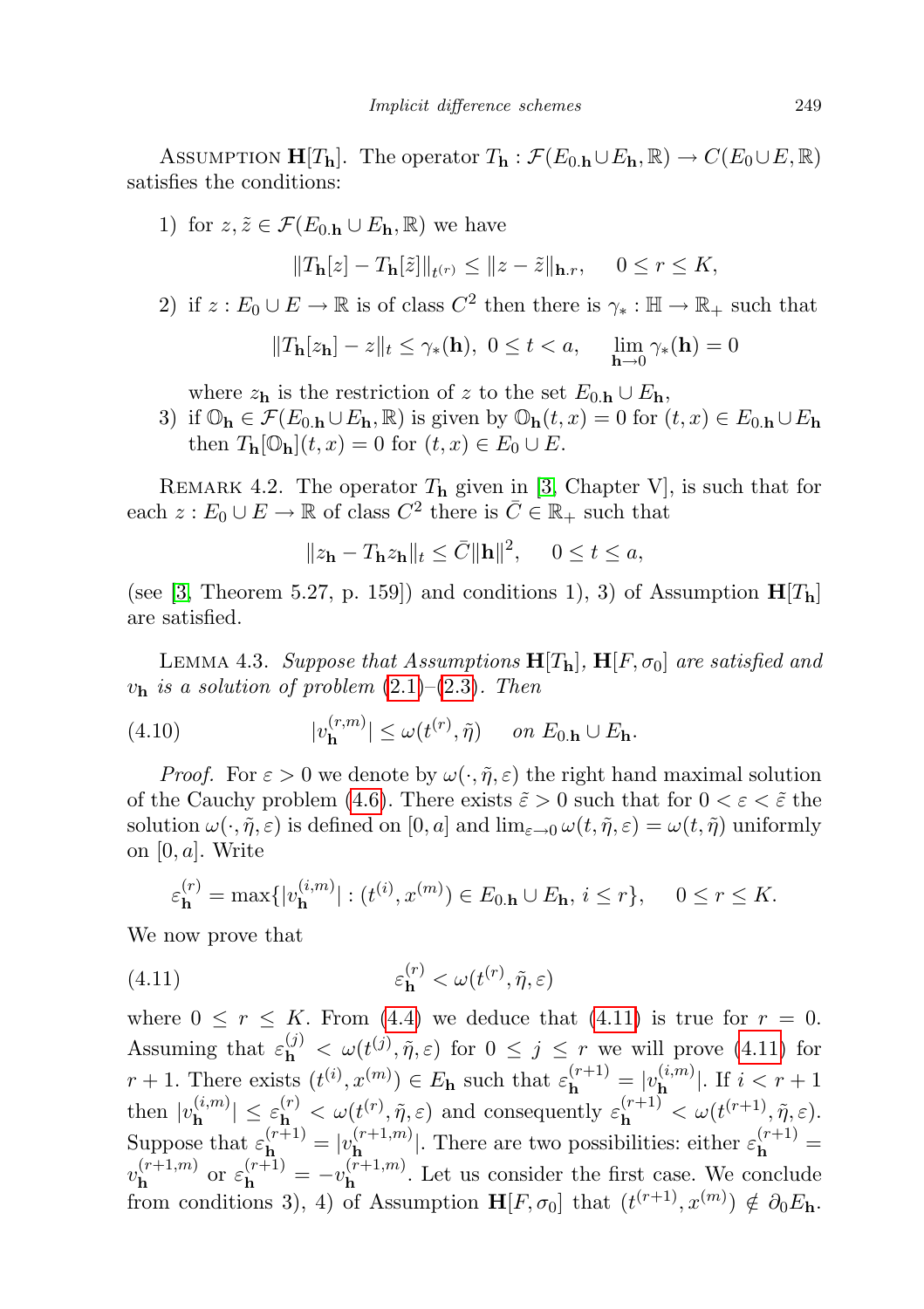ASSUMPTION $\mathbf{H}[T_{\mathbf{h}}]$. The operator $T_{\mathbf{h}} : \mathcal{F}(E_{0.\mathbf{h}} \cup E_{\mathbf{h}}, \mathbb{R}) \to C(E_0 \cup E, \mathbb{R})$ satisfies the conditions:

1) for $z, \tilde{z} \in \mathcal{F}(E_{0.\mathbf{h}} \cup E_{\mathbf{h}}, \mathbb{R})$ we have

$$\|T_{\mathbf{h}}[z] - T_{\mathbf{h}}[\tilde{z}]\|_{t^{(r)}} \leq \|z - \tilde{z}\|_{\mathbf{h}.r}, \quad 0 \leq r \leq K,$$

2) if $z : E_0 \cup E \to \mathbb{R}$ is of class $C^2$ then there is $\gamma_* : \mathbb{H} \to \mathbb{R}_+$ such that

$$\|T_{\mathbf{h}}[z_{\mathbf{h}}] - z\|_t \leq \gamma_*(\mathbf{h}), \ 0 \leq t < a, \quad \lim_{\mathbf{h} \to 0} \gamma_*(\mathbf{h}) = 0$$

where $z_{\mathbf{h}}$ is the restriction of $z$ to the set $E_{0.\mathbf{h}} \cup E_{\mathbf{h}}$,

3) if $\mathbb{O}_{\mathbf{h}} \in \mathcal{F}(E_{0.\mathbf{h}} \cup E_{\mathbf{h}}, \mathbb{R})$ is given by $\mathbb{O}_{\mathbf{h}}(t,x) = 0$ for $(t,x) \in E_{0.\mathbf{h}} \cup E_{\mathbf{h}}$ then $T_{\mathbf{h}}[\mathbb{O}_{\mathbf{h}}](t,x) = 0$ for $(t,x) \in E_0 \cup E$.

REMARK 4.2. The operator $T_{\mathbf{h}}$ given in [3, Chapter V], is such that for each $z : E_0 \cup E \to \mathbb{R}$ of class $C^2$ there is $\bar{C} \in \mathbb{R}_+$ such that

$$\|z_{\mathbf{h}} - T_{\mathbf{h}} z_{\mathbf{h}}\|_t \leq \bar{C} \|\mathbf{h}\|^2, \quad 0 \leq t \leq a,$$

(see [3, Theorem 5.27, p. 159]) and conditions 1), 3) of Assumption $\mathbf{H}[T_{\mathbf{h}}]$ are satisfied.

LEMMA 4.3. *Suppose that Assumptions* $\mathbf{H}[T_{\mathbf{h}}]$, $\mathbf{H}[F, \sigma_0]$ *are satisfied and* $v_{\mathbf{h}}$ *is a solution of problem* (2.1)–(2.3). *Then*

$$|v_{\mathbf{h}}^{(r,m)}| \leq \omega(t^{(r)}, \tilde{\eta}) \quad \text{on } E_{0.\mathbf{h}} \cup E_{\mathbf{h}}. \tag{4.10}$$

*Proof.* For $\varepsilon > 0$ we denote by $\omega(\cdot, \tilde{\eta}, \varepsilon)$ the right hand maximal solution of the Cauchy problem (4.6). There exists $\tilde{\varepsilon} > 0$ such that for $0 < \varepsilon < \tilde{\varepsilon}$ the solution $\omega(\cdot, \tilde{\eta}, \varepsilon)$ is defined on $[0, a]$ and $\lim_{\varepsilon \to 0} \omega(t, \tilde{\eta}, \varepsilon) = \omega(t, \tilde{\eta})$ uniformly on $[0, a]$. Write

$$\varepsilon_{\mathbf{h}}^{(r)} = \max\{|v_{\mathbf{h}}^{(i,m)}| : (t^{(i)}, x^{(m)}) \in E_{0.\mathbf{h}} \cup E_{\mathbf{h}}, \ i \leq r\}, \quad 0 \leq r \leq K.$$

We now prove that

$$\varepsilon_{\mathbf{h}}^{(r)} < \omega(t^{(r)}, \tilde{\eta}, \varepsilon) \tag{4.11}$$

where $0 \leq r \leq K$. From (4.4) we deduce that (4.11) is true for $r = 0$. Assuming that $\varepsilon_{\mathbf{h}}^{(j)} < \omega(t^{(j)}, \tilde{\eta}, \varepsilon)$ for $0 \leq j \leq r$ we will prove (4.11) for $r + 1$. There exists $(t^{(i)}, x^{(m)}) \in E_{\mathbf{h}}$ such that $\varepsilon_{\mathbf{h}}^{(r+1)} = |v_{\mathbf{h}}^{(i,m)}|$. If $i < r + 1$ then $|v_{\mathbf{h}}^{(i,m)}| \leq \varepsilon_{\mathbf{h}}^{(r)} < \omega(t^{(r)}, \tilde{\eta}, \varepsilon)$ and consequently $\varepsilon_{\mathbf{h}}^{(r+1)} < \omega(t^{(r+1)}, \tilde{\eta}, \varepsilon)$. Suppose that $\varepsilon_{\mathbf{h}}^{(r+1)} = |v_{\mathbf{h}}^{(r+1,m)}|$. There are two possibilities: either $\varepsilon_{\mathbf{h}}^{(r+1)} = v_{\mathbf{h}}^{(r+1,m)}$ or $\varepsilon_{\mathbf{h}}^{(r+1)} = -v_{\mathbf{h}}^{(r+1,m)}$. Let us consider the first case. We conclude from conditions 3), 4) of Assumption $\mathbf{H}[F, \sigma_0]$ that $(t^{(r+1)}, x^{(m)}) \notin \partial_0 E_{\mathbf{h}}$.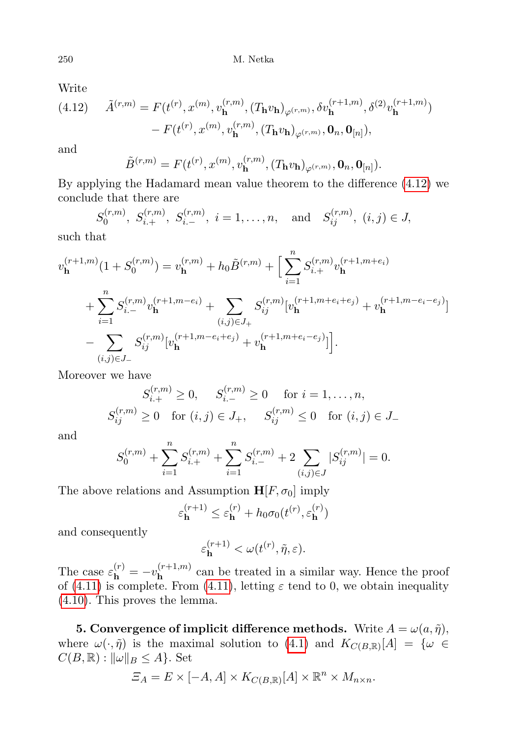Write

$$
\begin{aligned}
(4.12)\qquad \tilde{A}^{(r,m)} &= F(t^{(r)}, x^{(m)}, v_{\mathbf{h}}^{(r,m)}, (T_{\mathbf{h}} v_{\mathbf{h}})_{\varphi^{(r,m)}}, \delta v_{\mathbf{h}}^{(r+1,m)}, \delta^{(2)} v_{\mathbf{h}}^{(r+1,m)}) \\
&\quad - F(t^{(r)}, x^{(m)}, v_{\mathbf{h}}^{(r,m)}, (T_{\mathbf{h}} v_{\mathbf{h}})_{\varphi^{(r,m)}}, \mathbf{0}_n, \mathbf{0}_{[n]}),
\end{aligned}
$$

and

$$
\tilde{B}^{(r,m)} = F(t^{(r)}, x^{(m)}, v_{\mathbf{h}}^{(r,m)}, (T_{\mathbf{h}} v_{\mathbf{h}})_{\varphi^{(r,m)}}, \mathbf{0}_n, \mathbf{0}_{[n]}).
$$

By applying the Hadamard mean value theorem to the difference (4.12) we conclude that there are

$$
S_0^{(r,m)},\ S_{i.+}^{(r,m)},\ S_{i.-}^{(r,m)},\ i = 1, \ldots, n, \quad \text{and} \quad S_{ij}^{(r,m)},\ (i,j) \in J,
$$

such that

$$
\begin{aligned}
v_{\mathbf{h}}^{(r+1,m)}(1 + S_0^{(r,m)}) &= v_{\mathbf{h}}^{(r,m)} + h_0 \tilde{B}^{(r,m)} + \Big[ \sum_{i=1}^{n} S_{i.+}^{(r,m)} v_{\mathbf{h}}^{(r+1,m+e_i)} \\
&\quad + \sum_{i=1}^{n} S_{i.-}^{(r,m)} v_{\mathbf{h}}^{(r+1,m-e_i)} + \sum_{(i,j)\in J_+} S_{ij}^{(r,m)} [v_{\mathbf{h}}^{(r+1,m+e_i+e_j)} + v_{\mathbf{h}}^{(r+1,m-e_i-e_j)}] \\
&\quad - \sum_{(i,j)\in J_-} S_{ij}^{(r,m)} [v_{\mathbf{h}}^{(r+1,m-e_i+e_j)} + v_{\mathbf{h}}^{(r+1,m+e_i-e_j)}] \Big].
\end{aligned}
$$

Moreover we have

$$
\begin{gathered}
S_{i.+}^{(r,m)} \ge 0, \qquad S_{i.-}^{(r,m)} \ge 0 \quad \text{for } i = 1, \ldots, n, \\
S_{ij}^{(r,m)} \ge 0 \quad \text{for } (i,j) \in J_+, \qquad S_{ij}^{(r,m)} \le 0 \quad \text{for } (i,j) \in J_-
\end{gathered}
$$

and

$$
S_0^{(r,m)} + \sum_{i=1}^{n} S_{i.+}^{(r,m)} + \sum_{i=1}^{n} S_{i.-}^{(r,m)} + 2 \sum_{(i,j)\in J} |S_{ij}^{(r,m)}| = 0.
$$

The above relations and Assumption $\mathbf{H}[F, \sigma_0]$ imply

$$
\varepsilon_{\mathbf{h}}^{(r+1)} \le \varepsilon_{\mathbf{h}}^{(r)} + h_0 \sigma_0(t^{(r)}, \varepsilon_{\mathbf{h}}^{(r)})
$$

and consequently

$$
\varepsilon_{\mathbf{h}}^{(r+1)} < \omega(t^{(r)}, \tilde{\eta}, \varepsilon).
$$

The case $\varepsilon_{\mathbf{h}}^{(r)} = -v_{\mathbf{h}}^{(r+1,m)}$ can be treated in a similar way. Hence the proof of (4.11) is complete. From (4.11), letting $\varepsilon$ tend to 0, we obtain inequality (4.10). This proves the lemma.

**5. Convergence of implicit difference methods.** Write $A = \omega(a, \tilde{\eta})$, where $\omega(\cdot, \tilde{\eta})$ is the maximal solution to (4.1) and $K_{C(B,\mathbb{R})}[A] = \{\omega \in C(B,\mathbb{R}) : \|\omega\|_B \le A\}$. Set

$$
\Xi_A = E \times [-A, A] \times K_{C(B,\mathbb{R})}[A] \times \mathbb{R}^n \times M_{n\times n}.
$$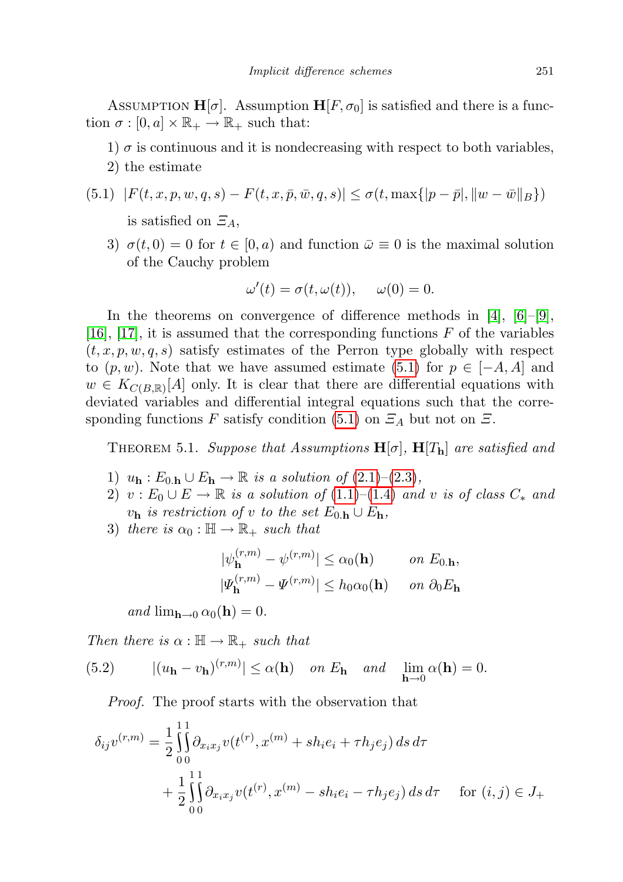Assumption $\mathbf{H}[\sigma]$. Assumption $\mathbf{H}[F,\sigma_0]$ is satisfied and there is a function $\sigma : [0,a] \times \mathbb{R}_+ \to \mathbb{R}_+$ such that:

1) $\sigma$ is continuous and it is nondecreasing with respect to both variables,
2) the estimate

$$|F(t,x,p,w,q,s) - F(t,x,\bar{p},\bar{w},q,s)| \le \sigma(t, \max\{|p-\bar{p}|, \|w-\bar{w}\|_B\}) \tag{5.1}$$

is satisfied on $\Xi_A$,

3) $\sigma(t,0) = 0$ for $t \in [0,a)$ and function $\bar{\omega} \equiv 0$ is the maximal solution of the Cauchy problem

$$\omega'(t) = \sigma(t, \omega(t)), \qquad \omega(0) = 0.$$

In the theorems on convergence of difference methods in [4], [6]–[9], [16], [17], it is assumed that the corresponding functions $F$ of the variables $(t,x,p,w,q,s)$ satisfy estimates of the Perron type globally with respect to $(p,w)$. Note that we have assumed estimate (5.1) for $p \in [-A,A]$ and $w \in K_{C(B,\mathbb{R})}[A]$ only. It is clear that there are differential equations with deviated variables and differential integral equations such that the corresponding functions $F$ satisfy condition (5.1) on $\Xi_A$ but not on $\Xi$.

Theorem 5.1. *Suppose that Assumptions $\mathbf{H}[\sigma]$, $\mathbf{H}[T_{\mathbf{h}}]$ are satisfied and*

1) *$u_{\mathbf{h}} : E_{0.\mathbf{h}} \cup E_{\mathbf{h}} \to \mathbb{R}$ is a solution of (2.1)–(2.3),*
2) *$v : E_0 \cup E \to \mathbb{R}$ is a solution of (1.1)–(1.4) and $v$ is of class $C_*$ and $v_{\mathbf{h}}$ is restriction of $v$ to the set $E_{0.\mathbf{h}} \cup E_{\mathbf{h}}$,*
3) *there is $\alpha_0 : \mathbb{H} \to \mathbb{R}_+$ such that*

$$|\psi_{\mathbf{h}}^{(r,m)} - \psi^{(r,m)}| \le \alpha_0(\mathbf{h}) \qquad on\ E_{0.\mathbf{h}},$$
$$|\Psi_{\mathbf{h}}^{(r,m)} - \Psi^{(r,m)}| \le h_0\alpha_0(\mathbf{h}) \qquad on\ \partial_0 E_{\mathbf{h}}$$

*and $\lim_{\mathbf{h}\to 0} \alpha_0(\mathbf{h}) = 0$.*

*Then there is $\alpha : \mathbb{H} \to \mathbb{R}_+$ such that*

$$|(u_{\mathbf{h}} - v_{\mathbf{h}})^{(r,m)}| \le \alpha(\mathbf{h}) \quad on\ E_{\mathbf{h}} \quad and \quad \lim_{\mathbf{h}\to 0} \alpha(\mathbf{h}) = 0. \tag{5.2}$$

*Proof.* The proof starts with the observation that

$$\delta_{ij} v^{(r,m)} = \frac{1}{2}\int_0^1\!\!\int_0^1 \partial_{x_i x_j} v(t^{(r)}, x^{(m)} + s h_i e_i + \tau h_j e_j)\, ds\, d\tau$$
$$+ \frac{1}{2}\int_0^1\!\!\int_0^1 \partial_{x_i x_j} v(t^{(r)}, x^{(m)} - s h_i e_i - \tau h_j e_j)\, ds\, d\tau \qquad \text{for } (i,j) \in J_+$$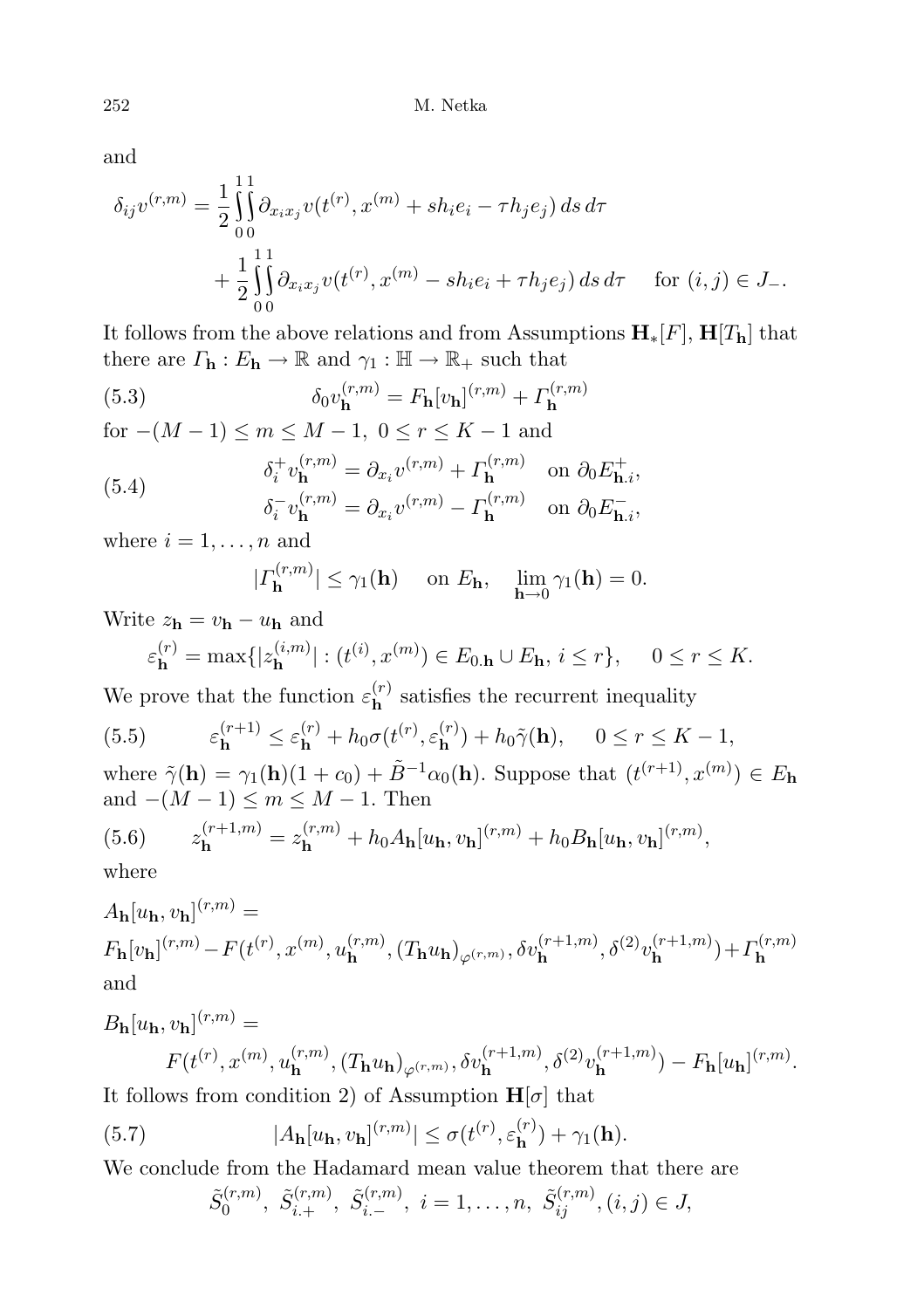and

$$\delta_{ij}v^{(r,m)} = \frac{1}{2}\int_0^1\!\!\int_0^1 \partial_{x_i x_j} v(t^{(r)}, x^{(m)} + sh_i e_i - \tau h_j e_j)\, ds\, d\tau$$
$$+ \frac{1}{2}\int_0^1\!\!\int_0^1 \partial_{x_i x_j} v(t^{(r)}, x^{(m)} - sh_i e_i + \tau h_j e_j)\, ds\, d\tau \quad \text{ for } (i,j) \in J_-.$$

It follows from the above relations and from Assumptions $\mathbf{H}_*[F]$, $\mathbf{H}[T_\mathbf{h}]$ that there are $\Gamma_\mathbf{h} : E_\mathbf{h} \to \mathbb{R}$ and $\gamma_1 : \mathbb{H} \to \mathbb{R}_+$ such that

$$\delta_0 v_\mathbf{h}^{(r,m)} = F_\mathbf{h}[v_\mathbf{h}]^{(r,m)} + \Gamma_\mathbf{h}^{(r,m)} \tag{5.3}$$

for $-(M-1) \le m \le M-1$, $0 \le r \le K-1$ and

$$\begin{aligned} \delta_i^+ v_\mathbf{h}^{(r,m)} &= \partial_{x_i} v^{(r,m)} + \Gamma_\mathbf{h}^{(r,m)} \quad \text{on } \partial_0 E_{\mathbf{h}.i}^+, \\ \delta_i^- v_\mathbf{h}^{(r,m)} &= \partial_{x_i} v^{(r,m)} - \Gamma_\mathbf{h}^{(r,m)} \quad \text{on } \partial_0 E_{\mathbf{h}.i}^-, \end{aligned} \tag{5.4}$$

where $i = 1, \ldots, n$ and

$$|\Gamma_\mathbf{h}^{(r,m)}| \le \gamma_1(\mathbf{h}) \quad \text{ on } E_\mathbf{h}, \quad \lim_{\mathbf{h}\to 0} \gamma_1(\mathbf{h}) = 0.$$

Write $z_\mathbf{h} = v_\mathbf{h} - u_\mathbf{h}$ and

$$\varepsilon_\mathbf{h}^{(r)} = \max\{|z_\mathbf{h}^{(i,m)}| : (t^{(i)}, x^{(m)}) \in E_{0.\mathbf{h}} \cup E_\mathbf{h},\ i \le r\}, \quad 0 \le r \le K.$$

We prove that the function $\varepsilon_\mathbf{h}^{(r)}$ satisfies the recurrent inequality

$$\varepsilon_\mathbf{h}^{(r+1)} \le \varepsilon_\mathbf{h}^{(r)} + h_0 \sigma(t^{(r)}, \varepsilon_\mathbf{h}^{(r)}) + h_0 \tilde{\gamma}(\mathbf{h}), \quad 0 \le r \le K-1, \tag{5.5}$$

where $\tilde{\gamma}(\mathbf{h}) = \gamma_1(\mathbf{h})(1 + c_0) + \tilde{B}^{-1}\alpha_0(\mathbf{h})$. Suppose that $(t^{(r+1)}, x^{(m)}) \in E_\mathbf{h}$ and $-(M-1) \le m \le M-1$. Then

$$z_\mathbf{h}^{(r+1,m)} = z_\mathbf{h}^{(r,m)} + h_0 A_\mathbf{h}[u_\mathbf{h}, v_\mathbf{h}]^{(r,m)} + h_0 B_\mathbf{h}[u_\mathbf{h}, v_\mathbf{h}]^{(r,m)}, \tag{5.6}$$

where

$$A_\mathbf{h}[u_\mathbf{h}, v_\mathbf{h}]^{(r,m)} =$$
$$F_\mathbf{h}[v_\mathbf{h}]^{(r,m)} - F(t^{(r)}, x^{(m)}, u_\mathbf{h}^{(r,m)}, (T_\mathbf{h} u_\mathbf{h})_{\varphi^{(r,m)}}, \delta v_\mathbf{h}^{(r+1,m)}, \delta^{(2)} v_\mathbf{h}^{(r+1,m)}) + \Gamma_\mathbf{h}^{(r,m)}$$

and

$$B_\mathbf{h}[u_\mathbf{h}, v_\mathbf{h}]^{(r,m)} =$$
$$F(t^{(r)}, x^{(m)}, u_\mathbf{h}^{(r,m)}, (T_\mathbf{h} u_\mathbf{h})_{\varphi^{(r,m)}}, \delta v_\mathbf{h}^{(r+1,m)}, \delta^{(2)} v_\mathbf{h}^{(r+1,m)}) - F_\mathbf{h}[u_\mathbf{h}]^{(r,m)}.$$

It follows from condition 2) of Assumption $\mathbf{H}[\sigma]$ that

$$|A_\mathbf{h}[u_\mathbf{h}, v_\mathbf{h}]^{(r,m)}| \le \sigma(t^{(r)}, \varepsilon_\mathbf{h}^{(r)}) + \gamma_1(\mathbf{h}). \tag{5.7}$$

We conclude from the Hadamard mean value theorem that there are

$$\tilde{S}_0^{(r,m)},\ \tilde{S}_{i.+}^{(r,m)},\ \tilde{S}_{i.-}^{(r,m)},\ i = 1, \ldots, n,\ \tilde{S}_{ij}^{(r,m)}, (i,j) \in J,$$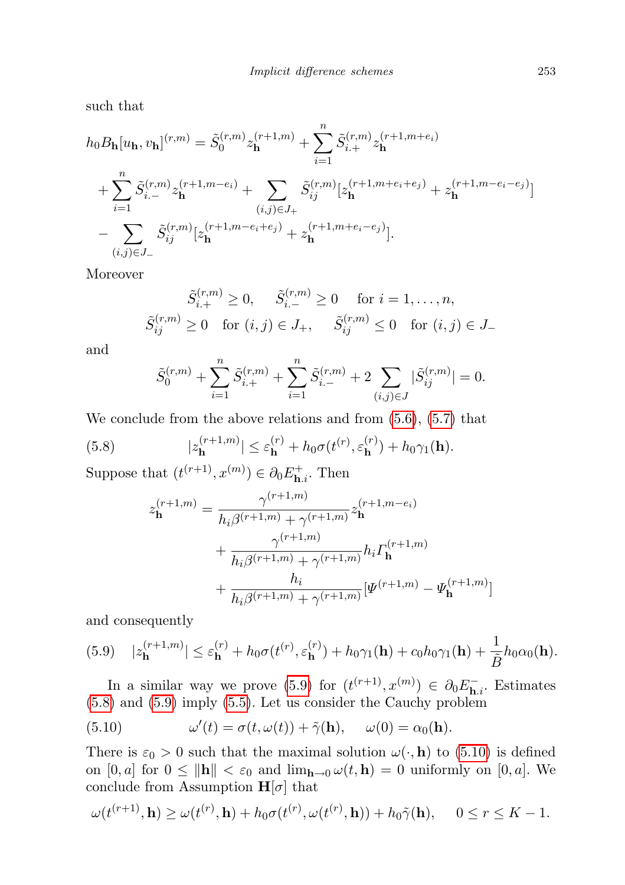such that

$$
\begin{aligned}
h_0 B_{\mathbf{h}}[u_{\mathbf{h}}, v_{\mathbf{h}}]^{(r,m)} &= \tilde{S}_0^{(r,m)} z_{\mathbf{h}}^{(r+1,m)} + \sum_{i=1}^{n} \tilde{S}_{i.+}^{(r,m)} z_{\mathbf{h}}^{(r+1,m+e_i)} \\
&+ \sum_{i=1}^{n} \tilde{S}_{i.-}^{(r,m)} z_{\mathbf{h}}^{(r+1,m-e_i)} + \sum_{(i,j)\in J_+} \tilde{S}_{ij}^{(r,m)} [z_{\mathbf{h}}^{(r+1,m+e_i+e_j)} + z_{\mathbf{h}}^{(r+1,m-e_i-e_j)}] \\
&- \sum_{(i,j)\in J_-} \tilde{S}_{ij}^{(r,m)} [z_{\mathbf{h}}^{(r+1,m-e_i+e_j)} + z_{\mathbf{h}}^{(r+1,m+e_i-e_j)}].
\end{aligned}
$$

Moreover

$$
\tilde{S}_{i.+}^{(r,m)} \geq 0, \quad \tilde{S}_{i.-}^{(r,m)} \geq 0 \quad \text{for } i = 1, \ldots, n,
$$

$$
\tilde{S}_{ij}^{(r,m)} \geq 0 \quad \text{for } (i,j) \in J_+, \quad \tilde{S}_{ij}^{(r,m)} \leq 0 \quad \text{for } (i,j) \in J_-
$$

and

$$
\tilde{S}_0^{(r,m)} + \sum_{i=1}^{n} \tilde{S}_{i.+}^{(r,m)} + \sum_{i=1}^{n} \tilde{S}_{i.-}^{(r,m)} + 2 \sum_{(i,j)\in J} |\tilde{S}_{ij}^{(r,m)}| = 0.
$$

We conclude from the above relations and from (5.6), (5.7) that

$$
\text{(5.8)} \qquad |z_{\mathbf{h}}^{(r+1,m)}| \leq \varepsilon_{\mathbf{h}}^{(r)} + h_0 \sigma(t^{(r)}, \varepsilon_{\mathbf{h}}^{(r)}) + h_0 \gamma_1(\mathbf{h}).
$$

Suppose that $(t^{(r+1)}, x^{(m)}) \in \partial_0 E_{\mathbf{h}.i}^+$. Then

$$
\begin{aligned}
z_{\mathbf{h}}^{(r+1,m)} &= \frac{\gamma^{(r+1,m)}}{h_i \beta^{(r+1,m)} + \gamma^{(r+1,m)}} z_{\mathbf{h}}^{(r+1,m-e_i)} \\
&+ \frac{\gamma^{(r+1,m)}}{h_i \beta^{(r+1,m)} + \gamma^{(r+1,m)}} h_i \Gamma_{\mathbf{h}}^{(r+1,m)} \\
&+ \frac{h_i}{h_i \beta^{(r+1,m)} + \gamma^{(r+1,m)}} [\Psi^{(r+1,m)} - \Psi_{\mathbf{h}}^{(r+1,m)}]
\end{aligned}
$$

and consequently

$$
\text{(5.9)} \quad |z_{\mathbf{h}}^{(r+1,m)}| \leq \varepsilon_{\mathbf{h}}^{(r)} + h_0 \sigma(t^{(r)}, \varepsilon_{\mathbf{h}}^{(r)}) + h_0 \gamma_1(\mathbf{h}) + c_0 h_0 \gamma_1(\mathbf{h}) + \frac{1}{\tilde{B}} h_0 \alpha_0(\mathbf{h}).
$$

In a similar way we prove (5.9) for $(t^{(r+1)}, x^{(m)}) \in \partial_0 E_{\mathbf{h}.i}^-$. Estimates (5.8) and (5.9) imply (5.5). Let us consider the Cauchy problem

$$
\text{(5.10)} \qquad \omega'(t) = \sigma(t, \omega(t)) + \tilde{\gamma}(\mathbf{h}), \quad \omega(0) = \alpha_0(\mathbf{h}).
$$

There is $\varepsilon_0 > 0$ such that the maximal solution $\omega(\cdot, \mathbf{h})$ to (5.10) is defined on $[0, a]$ for $0 \leq \|\mathbf{h}\| < \varepsilon_0$ and $\lim_{\mathbf{h}\to 0} \omega(t, \mathbf{h}) = 0$ uniformly on $[0, a]$. We conclude from Assumption $\mathbf{H}[\sigma]$ that

$$
\omega(t^{(r+1)}, \mathbf{h}) \geq \omega(t^{(r)}, \mathbf{h}) + h_0 \sigma(t^{(r)}, \omega(t^{(r)}, \mathbf{h})) + h_0 \tilde{\gamma}(\mathbf{h}), \quad 0 \leq r \leq K - 1.
$$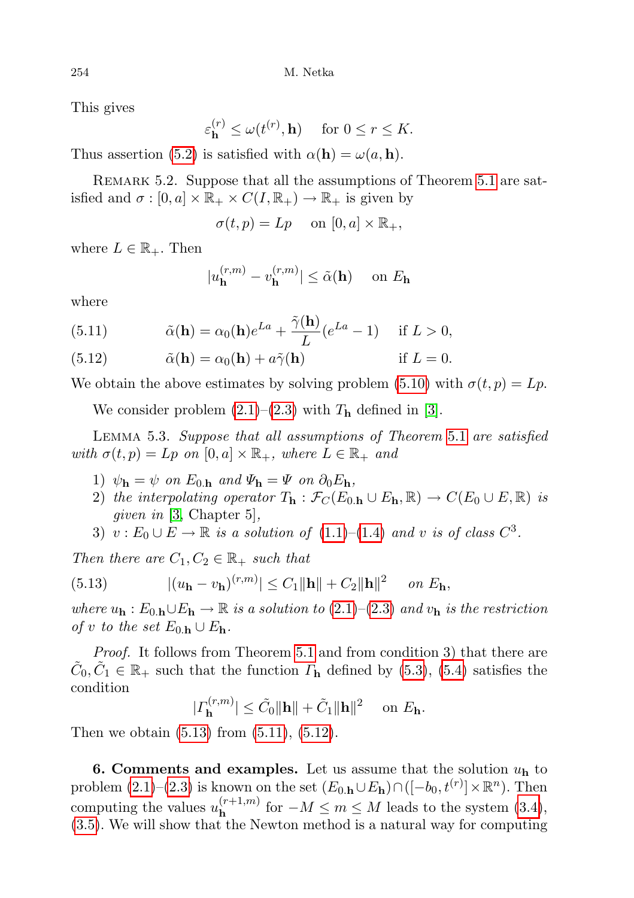This gives

$$\varepsilon_{\mathbf{h}}^{(r)} \le \omega(t^{(r)}, \mathbf{h}) \quad \text{for } 0 \le r \le K.$$

Thus assertion (5.2) is satisfied with $\alpha(\mathbf{h}) = \omega(a, \mathbf{h})$.

Remark 5.2. Suppose that all the assumptions of Theorem 5.1 are satisfied and $\sigma : [0,a] \times \mathbb{R}_+ \times C(I, \mathbb{R}_+) \to \mathbb{R}_+$ is given by

$$\sigma(t,p) = Lp \quad \text{on } [0,a] \times \mathbb{R}_+,$$

where $L \in \mathbb{R}_+$. Then

$$|u_{\mathbf{h}}^{(r,m)} - v_{\mathbf{h}}^{(r,m)}| \le \tilde{\alpha}(\mathbf{h}) \quad \text{on } E_{\mathbf{h}}$$

where

$$\tilde{\alpha}(\mathbf{h}) = \alpha_0(\mathbf{h}) e^{La} + \frac{\tilde{\gamma}(\mathbf{h})}{L}(e^{La} - 1) \quad \text{if } L > 0, \tag{5.11}$$

$$\tilde{\alpha}(\mathbf{h}) = \alpha_0(\mathbf{h}) + a\tilde{\gamma}(\mathbf{h}) \quad \text{if } L = 0. \tag{5.12}$$

We obtain the above estimates by solving problem (5.10) with $\sigma(t,p) = Lp$.

We consider problem (2.1)–(2.3) with $T_{\mathbf{h}}$ defined in [3].

Lemma 5.3. *Suppose that all assumptions of Theorem 5.1 are satisfied with $\sigma(t,p) = Lp$ on $[0,a] \times \mathbb{R}_+$, where $L \in \mathbb{R}_+$ and*

1) *$\psi_{\mathbf{h}} = \psi$ on $E_{0.\mathbf{h}}$ and $\Psi_{\mathbf{h}} = \Psi$ on $\partial_0 E_{\mathbf{h}}$,*
2) *the interpolating operator $T_{\mathbf{h}} : \mathcal{F}_C(E_{0.\mathbf{h}} \cup E_{\mathbf{h}}, \mathbb{R}) \to C(E_0 \cup E, \mathbb{R})$ is given in [3, Chapter 5],*
3) *$v : E_0 \cup E \to \mathbb{R}$ is a solution of (1.1)–(1.4) and $v$ is of class $C^3$.*

*Then there are $C_1, C_2 \in \mathbb{R}_+$ such that*

$$|(u_{\mathbf{h}} - v_{\mathbf{h}})^{(r,m)}| \le C_1\|\mathbf{h}\| + C_2\|\mathbf{h}\|^2 \quad \text{on } E_{\mathbf{h}}, \tag{5.13}$$

*where $u_{\mathbf{h}} : E_{0.\mathbf{h}} \cup E_{\mathbf{h}} \to \mathbb{R}$ is a solution to (2.1)–(2.3) and $v_{\mathbf{h}}$ is the restriction of $v$ to the set $E_{0.\mathbf{h}} \cup E_{\mathbf{h}}$.*

*Proof.* It follows from Theorem 5.1 and from condition 3) that there are $\tilde{C}_0, \tilde{C}_1 \in \mathbb{R}_+$ such that the function $\Gamma_{\mathbf{h}}$ defined by (5.3), (5.4) satisfies the condition

$$|\Gamma_{\mathbf{h}}^{(r,m)}| \le \tilde{C}_0\|\mathbf{h}\| + \tilde{C}_1\|\mathbf{h}\|^2 \quad \text{on } E_{\mathbf{h}}.$$

Then we obtain (5.13) from (5.11), (5.12).

**6. Comments and examples.** Let us assume that the solution $u_{\mathbf{h}}$ to problem (2.1)–(2.3) is known on the set $(E_{0.\mathbf{h}} \cup E_{\mathbf{h}}) \cap ([-b_0, t^{(r)}] \times \mathbb{R}^n)$. Then computing the values $u_{\mathbf{h}}^{(r+1,m)}$ for $-M \le m \le M$ leads to the system (3.4), (3.5). We will show that the Newton method is a natural way for computing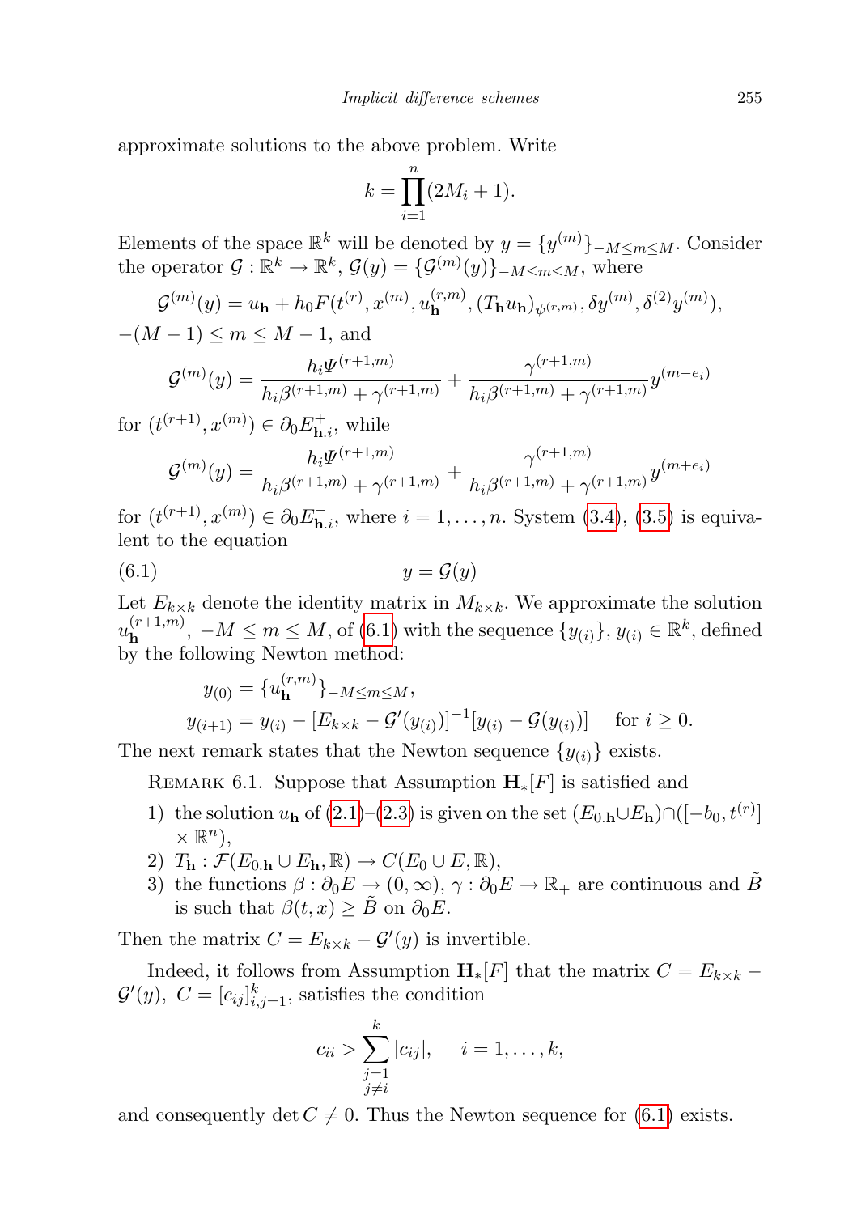approximate solutions to the above problem. Write

$$k = \prod_{i=1}^{n} (2M_i + 1).$$

Elements of the space $\mathbb{R}^k$ will be denoted by $y = \{y^{(m)}\}_{-M \le m \le M}$. Consider the operator $\mathcal{G} : \mathbb{R}^k \to \mathbb{R}^k$, $\mathcal{G}(y) = \{\mathcal{G}^{(m)}(y)\}_{-M \le m \le M}$, where

$$\mathcal{G}^{(m)}(y) = u_{\mathbf{h}} + h_0 F(t^{(r)}, x^{(m)}, u_{\mathbf{h}}^{(r,m)}, (T_{\mathbf{h}} u_{\mathbf{h}})_{\psi^{(r,m)}}, \delta y^{(m)}, \delta^{(2)} y^{(m)}),$$

$-(M-1) \le m \le M-1$, and

$$\mathcal{G}^{(m)}(y) = \frac{h_i \Psi^{(r+1,m)}}{h_i \beta^{(r+1,m)} + \gamma^{(r+1,m)}} + \frac{\gamma^{(r+1,m)}}{h_i \beta^{(r+1,m)} + \gamma^{(r+1,m)}} y^{(m-e_i)}$$

for $(t^{(r+1)}, x^{(m)}) \in \partial_0 E^{+}_{\mathbf{h}.i}$, while

$$\mathcal{G}^{(m)}(y) = \frac{h_i \Psi^{(r+1,m)}}{h_i \beta^{(r+1,m)} + \gamma^{(r+1,m)}} + \frac{\gamma^{(r+1,m)}}{h_i \beta^{(r+1,m)} + \gamma^{(r+1,m)}} y^{(m+e_i)}$$

for $(t^{(r+1)}, x^{(m)}) \in \partial_0 E^{-}_{\mathbf{h}.i}$, where $i = 1, \ldots, n$. System (3.4), (3.5) is equivalent to the equation

$$y = \mathcal{G}(y) \tag{6.1}$$

Let $E_{k \times k}$ denote the identity matrix in $M_{k \times k}$. We approximate the solution $u_{\mathbf{h}}^{(r+1,m)}$, $-M \le m \le M$, of (6.1) with the sequence $\{y_{(i)}\}$, $y_{(i)} \in \mathbb{R}^k$, defined by the following Newton method:

$$y_{(0)} = \{u_{\mathbf{h}}^{(r,m)}\}_{-M \le m \le M},$$

$$y_{(i+1)} = y_{(i)} - [E_{k \times k} - \mathcal{G}'(y_{(i)})]^{-1} [y_{(i)} - \mathcal{G}(y_{(i)})] \quad \text{for } i \ge 0.$$

The next remark states that the Newton sequence $\{y_{(i)}\}$ exists.

Remark 6.1. Suppose that Assumption $\mathbf{H}_*[F]$ is satisfied and

1) the solution $u_{\mathbf{h}}$ of (2.1)–(2.3) is given on the set $(E_{0.\mathbf{h}} \cup E_{\mathbf{h}}) \cap ([-b_0, t^{(r)}] \times \mathbb{R}^n)$,
2) $T_{\mathbf{h}} : \mathcal{F}(E_{0.\mathbf{h}} \cup E_{\mathbf{h}}, \mathbb{R}) \to C(E_0 \cup E, \mathbb{R})$,
3) the functions $\beta : \partial_0 E \to (0, \infty)$, $\gamma : \partial_0 E \to \mathbb{R}_+$ are continuous and $\tilde{B}$ is such that $\beta(t, x) \ge \tilde{B}$ on $\partial_0 E$.

Then the matrix $C = E_{k \times k} - \mathcal{G}'(y)$ is invertible.

Indeed, it follows from Assumption $\mathbf{H}_*[F]$ that the matrix $C = E_{k \times k} - \mathcal{G}'(y)$, $C = [c_{ij}]_{i,j=1}^{k}$, satisfies the condition

$$c_{ii} > \sum_{\substack{j=1 \\ j \ne i}}^{k} |c_{ij}|, \quad i = 1, \ldots, k,$$

and consequently $\det C \ne 0$. Thus the Newton sequence for (6.1) exists.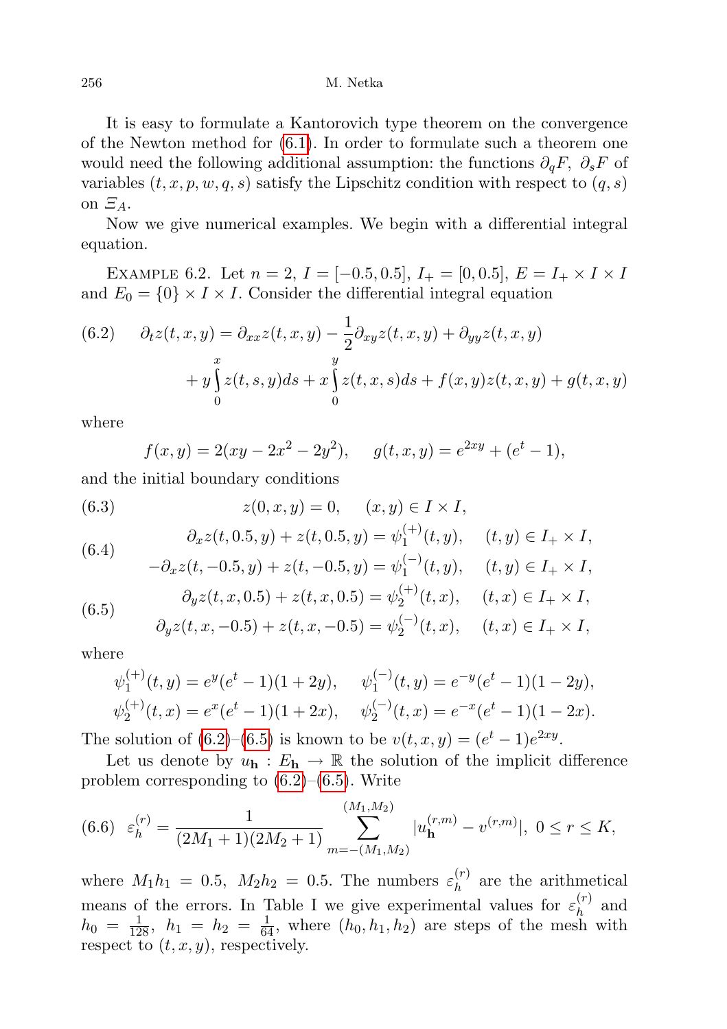It is easy to formulate a Kantorovich type theorem on the convergence of the Newton method for (6.1). In order to formulate such a theorem one would need the following additional assumption: the functions $\partial_q F,\ \partial_s F$ of variables $(t, x, p, w, q, s)$ satisfy the Lipschitz condition with respect to $(q, s)$ on $\Xi_A$.

Now we give numerical examples. We begin with a differential integral equation.

Example 6.2. Let $n = 2$, $I = [-0.5, 0.5]$, $I_+ = [0, 0.5]$, $E = I_+ \times I \times I$ and $E_0 = \{0\} \times I \times I$. Consider the differential integral equation

$$
\begin{aligned}
(6.2) \qquad \partial_t z(t,x,y) &= \partial_{xx} z(t,x,y) - \frac{1}{2}\partial_{xy} z(t,x,y) + \partial_{yy} z(t,x,y) \\
&\quad + y\int_0^x z(t,s,y)ds + x\int_0^y z(t,x,s)ds + f(x,y)z(t,x,y) + g(t,x,y)
\end{aligned}
$$

where

$$
f(x,y) = 2(xy - 2x^2 - 2y^2), \qquad g(t,x,y) = e^{2xy} + (e^t - 1),
$$

and the initial boundary conditions

$$
(6.3) \qquad z(0,x,y) = 0, \qquad (x,y) \in I \times I,
$$

$$
(6.4) \qquad
\begin{aligned}
\partial_x z(t,0.5,y) + z(t,0.5,y) &= \psi_1^{(+)}(t,y), \qquad (t,y) \in I_+ \times I, \\
-\partial_x z(t,-0.5,y) + z(t,-0.5,y) &= \psi_1^{(-)}(t,y), \qquad (t,y) \in I_+ \times I,
\end{aligned}
$$

$$
(6.5) \qquad
\begin{aligned}
\partial_y z(t,x,0.5) + z(t,x,0.5) &= \psi_2^{(+)}(t,x), \qquad (t,x) \in I_+ \times I, \\
\partial_y z(t,x,-0.5) + z(t,x,-0.5) &= \psi_2^{(-)}(t,x), \qquad (t,x) \in I_+ \times I,
\end{aligned}
$$

where

$$
\begin{aligned}
\psi_1^{(+)}(t,y) &= e^{y}(e^t - 1)(1 + 2y), \qquad \psi_1^{(-)}(t,y) = e^{-y}(e^t - 1)(1 - 2y), \\
\psi_2^{(+)}(t,x) &= e^{x}(e^t - 1)(1 + 2x), \qquad \psi_2^{(-)}(t,x) = e^{-x}(e^t - 1)(1 - 2x).
\end{aligned}
$$

The solution of (6.2)–(6.5) is known to be $v(t,x,y) = (e^t - 1)e^{2xy}$.

Let us denote by $u_{\mathbf{h}} : E_{\mathbf{h}} \to \mathbb{R}$ the solution of the implicit difference problem corresponding to (6.2)–(6.5). Write

$$
(6.6) \quad \varepsilon_h^{(r)} = \frac{1}{(2M_1+1)(2M_2+1)} \sum_{m=-(M_1,M_2)}^{(M_1,M_2)} |u_{\mathbf{h}}^{(r,m)} - v^{(r,m)}|, \ 0 \le r \le K,
$$

where $M_1 h_1 = 0.5$, $M_2 h_2 = 0.5$. The numbers $\varepsilon_h^{(r)}$ are the arithmetical means of the errors. In Table I we give experimental values for $\varepsilon_h^{(r)}$ and $h_0 = \frac{1}{128}$, $h_1 = h_2 = \frac{1}{64}$, where $(h_0, h_1, h_2)$ are steps of the mesh with respect to $(t, x, y)$, respectively.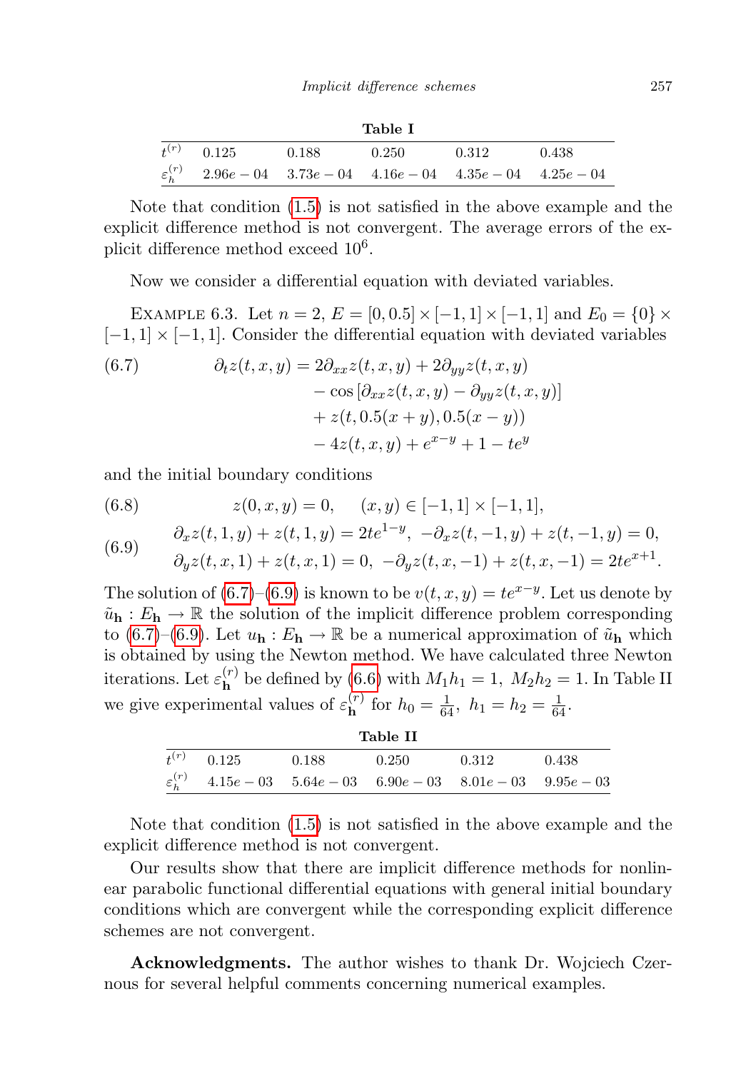**Table I**

| $t^{(r)}$ | 0.125 | 0.188 | 0.250 | 0.312 | 0.438 |
|---|---|---|---|---|---|
| $\varepsilon_h^{(r)}$ | $2.96e-04$ | $3.73e-04$ | $4.16e-04$ | $4.35e-04$ | $4.25e-04$ |

Note that condition (1.5) is not satisfied in the above example and the explicit difference method is not convergent. The average errors of the explicit difference method exceed $10^6$.

Now we consider a differential equation with deviated variables.

EXAMPLE 6.3. Let $n = 2$, $E = [0, 0.5] \times [-1, 1] \times [-1, 1]$ and $E_0 = \{0\} \times [-1, 1] \times [-1, 1]$. Consider the differential equation with deviated variables

$$\begin{aligned}\partial_t z(t, x, y) = {} & 2\partial_{xx} z(t, x, y) + 2\partial_{yy} z(t, x, y) \\ & - \cos\left[\partial_{xx} z(t, x, y) - \partial_{yy} z(t, x, y)\right] \\ & + z(t, 0.5(x + y), 0.5(x - y)) \\ & - 4z(t, x, y) + e^{x-y} + 1 - te^{y}\end{aligned} \tag{6.7}$$

and the initial boundary conditions

$$z(0, x, y) = 0, \quad (x, y) \in [-1, 1] \times [-1, 1], \tag{6.8}$$

$$\begin{aligned}&\partial_x z(t, 1, y) + z(t, 1, y) = 2te^{1-y}, \ -\partial_x z(t, -1, y) + z(t, -1, y) = 0, \\ &\partial_y z(t, x, 1) + z(t, x, 1) = 0, \ -\partial_y z(t, x, -1) + z(t, x, -1) = 2te^{x+1}.\end{aligned} \tag{6.9}$$

The solution of (6.7)–(6.9) is known to be $v(t, x, y) = te^{x-y}$. Let us denote by $\tilde{u}_{\mathbf{h}} : E_{\mathbf{h}} \to \mathbb{R}$ the solution of the implicit difference problem corresponding to (6.7)–(6.9). Let $u_{\mathbf{h}} : E_{\mathbf{h}} \to \mathbb{R}$ be a numerical approximation of $\tilde{u}_{\mathbf{h}}$ which is obtained by using the Newton method. We have calculated three Newton iterations. Let $\varepsilon_{\mathbf{h}}^{(r)}$ be defined by (6.6) with $M_1 h_1 = 1$, $M_2 h_2 = 1$. In Table II we give experimental values of $\varepsilon_{\mathbf{h}}^{(r)}$ for $h_0 = \frac{1}{64}$, $h_1 = h_2 = \frac{1}{64}$.

**Table II**

| $t^{(r)}$ | 0.125 | 0.188 | 0.250 | 0.312 | 0.438 |
|---|---|---|---|---|---|
| $\varepsilon_h^{(r)}$ | $4.15e-03$ | $5.64e-03$ | $6.90e-03$ | $8.01e-03$ | $9.95e-03$ |

Note that condition (1.5) is not satisfied in the above example and the explicit difference method is not convergent.

Our results show that there are implicit difference methods for nonlinear parabolic functional differential equations with general initial boundary conditions which are convergent while the corresponding explicit difference schemes are not convergent.

**Acknowledgments.** The author wishes to thank Dr. Wojciech Czernous for several helpful comments concerning numerical examples.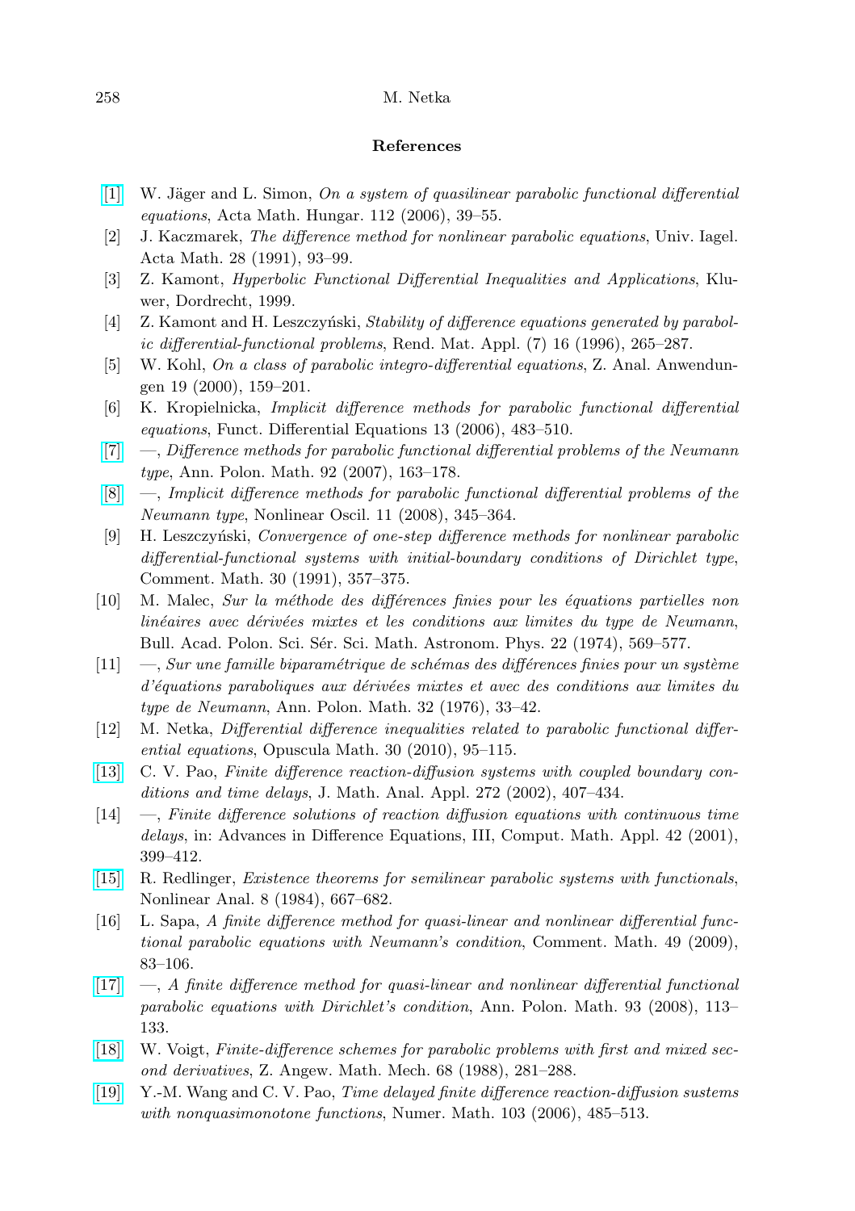## References

[1] W. Jäger and L. Simon, *On a system of quasilinear parabolic functional differential equations*, Acta Math. Hungar. 112 (2006), 39–55.

[2] J. Kaczmarek, *The difference method for nonlinear parabolic equations*, Univ. Iagel. Acta Math. 28 (1991), 93–99.

[3] Z. Kamont, *Hyperbolic Functional Differential Inequalities and Applications*, Kluwer, Dordrecht, 1999.

[4] Z. Kamont and H. Leszczyński, *Stability of difference equations generated by parabolic differential-functional problems*, Rend. Mat. Appl. (7) 16 (1996), 265–287.

[5] W. Kohl, *On a class of parabolic integro-differential equations*, Z. Anal. Anwendungen 19 (2000), 159–201.

[6] K. Kropielnicka, *Implicit difference methods for parabolic functional differential equations*, Funct. Differential Equations 13 (2006), 483–510.

[7] —, *Difference methods for parabolic functional differential problems of the Neumann type*, Ann. Polon. Math. 92 (2007), 163–178.

[8] —, *Implicit difference methods for parabolic functional differential problems of the Neumann type*, Nonlinear Oscil. 11 (2008), 345–364.

[9] H. Leszczyński, *Convergence of one-step difference methods for nonlinear parabolic differential-functional systems with initial-boundary conditions of Dirichlet type*, Comment. Math. 30 (1991), 357–375.

[10] M. Malec, *Sur la méthode des différences finies pour les équations partielles non linéaires avec dérivées mixtes et les conditions aux limites du type de Neumann*, Bull. Acad. Polon. Sci. Sér. Sci. Math. Astronom. Phys. 22 (1974), 569–577.

[11] —, *Sur une famille biparamétrique de schémas des différences finies pour un système d'équations paraboliques aux dérivées mixtes et avec des conditions aux limites du type de Neumann*, Ann. Polon. Math. 32 (1976), 33–42.

[12] M. Netka, *Differential difference inequalities related to parabolic functional differential equations*, Opuscula Math. 30 (2010), 95–115.

[13] C. V. Pao, *Finite difference reaction-diffusion systems with coupled boundary conditions and time delays*, J. Math. Anal. Appl. 272 (2002), 407–434.

[14] —, *Finite difference solutions of reaction diffusion equations with continuous time delays*, in: Advances in Difference Equations, III, Comput. Math. Appl. 42 (2001), 399–412.

[15] R. Redlinger, *Existence theorems for semilinear parabolic systems with functionals*, Nonlinear Anal. 8 (1984), 667–682.

[16] L. Sapa, *A finite difference method for quasi-linear and nonlinear differential functional parabolic equations with Neumann's condition*, Comment. Math. 49 (2009), 83–106.

[17] —, *A finite difference method for quasi-linear and nonlinear differential functional parabolic equations with Dirichlet's condition*, Ann. Polon. Math. 93 (2008), 113–133.

[18] W. Voigt, *Finite-difference schemes for parabolic problems with first and mixed second derivatives*, Z. Angew. Math. Mech. 68 (1988), 281–288.

[19] Y.-M. Wang and C. V. Pao, *Time delayed finite difference reaction-diffusion sustems with nonquasimonotone functions*, Numer. Math. 103 (2006), 485–513.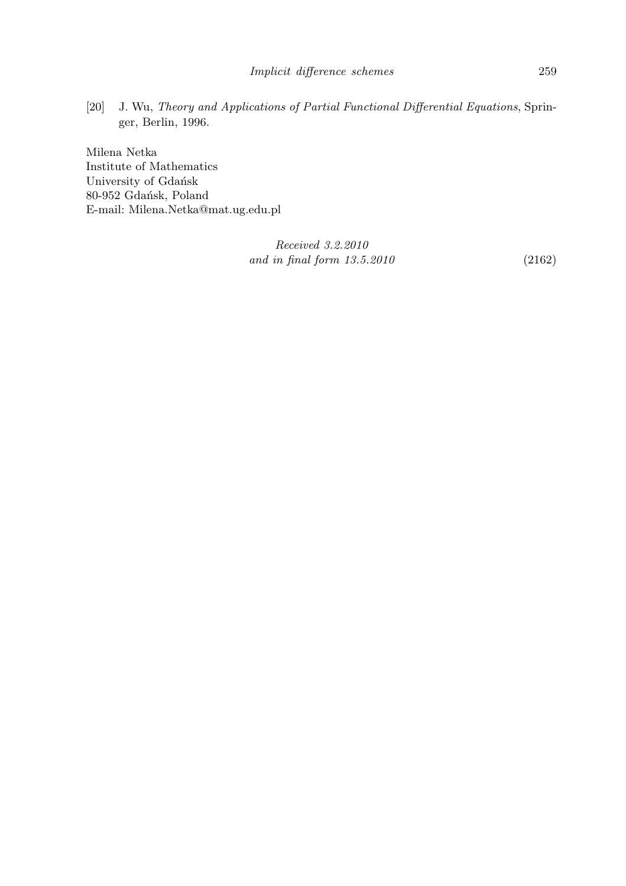[20] J. Wu, *Theory and Applications of Partial Functional Differential Equations*, Springer, Berlin, 1996.

Milena Netka
Institute of Mathematics
University of Gdańsk
80-952 Gdańsk, Poland
E-mail: Milena.Netka@mat.ug.edu.pl

*Received 3.2.2010*
*and in final form 13.5.2010* (2162)